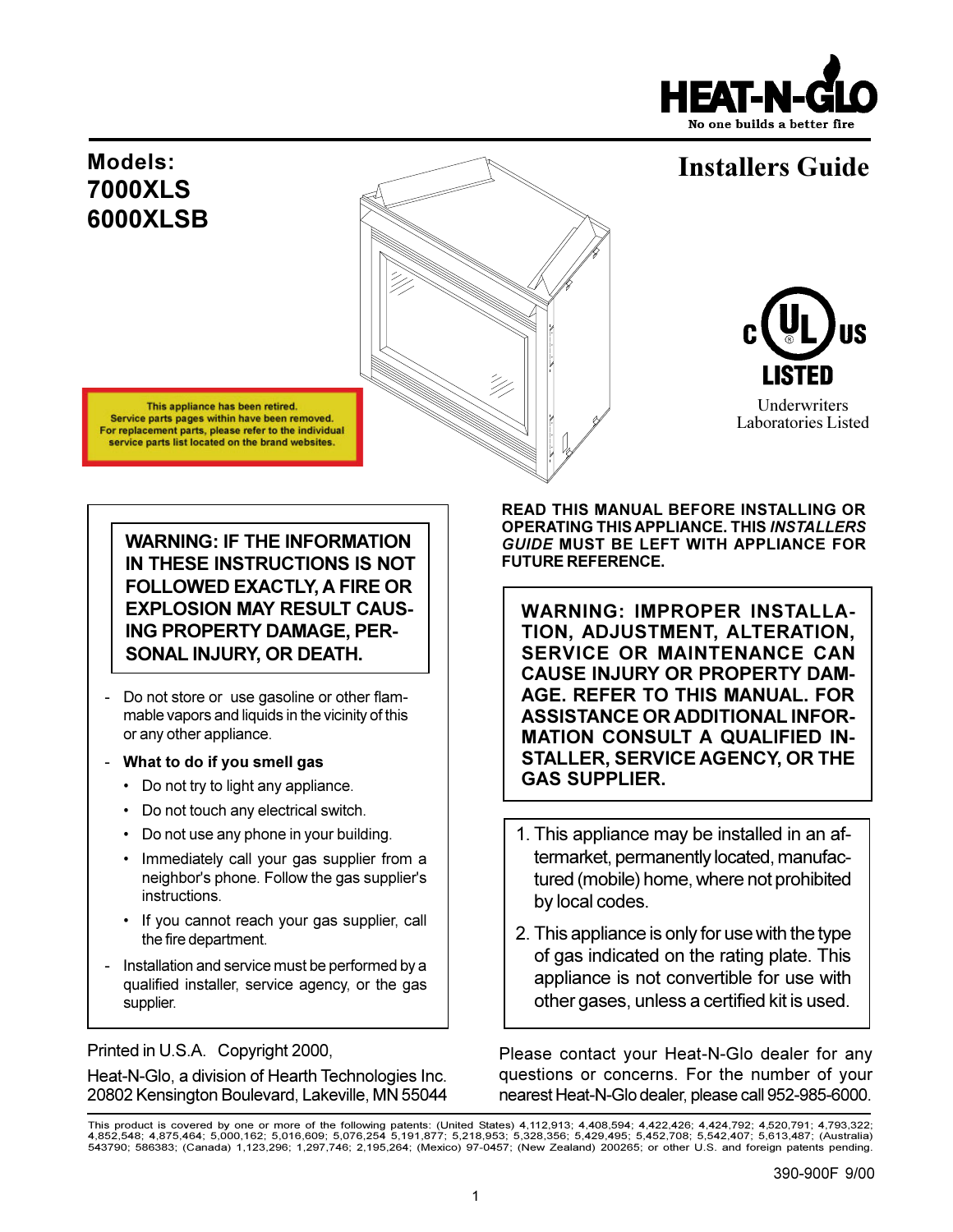HEAT-N-GLO

No one builds a better fire

**Models:**
**7000XLS**
**6000XLSB**

# Installers Guide

c UL US LISTED

Underwriters Laboratories Listed

**This appliance has been retired.**
**Service parts pages within have been removed.**
**For replacement parts, please refer to the individual service parts list located on the brand websites.**

**WARNING: IF THE INFORMATION IN THESE INSTRUCTIONS IS NOT FOLLOWED EXACTLY, A FIRE OR EXPLOSION MAY RESULT CAUSING PROPERTY DAMAGE, PERSONAL INJURY, OR DEATH.**

- Do not store or use gasoline or other flammable vapors and liquids in the vicinity of this or any other appliance.
- **What to do if you smell gas**
  - Do not try to light any appliance.
  - Do not touch any electrical switch.
  - Do not use any phone in your building.
  - Immediately call your gas supplier from a neighbor's phone. Follow the gas supplier's instructions.
  - If you cannot reach your gas supplier, call the fire department.
- Installation and service must be performed by a qualified installer, service agency, or the gas supplier.

**READ THIS MANUAL BEFORE INSTALLING OR OPERATING THIS APPLIANCE. THIS *INSTALLERS GUIDE* MUST BE LEFT WITH APPLIANCE FOR FUTURE REFERENCE.**

**WARNING: IMPROPER INSTALLATION, ADJUSTMENT, ALTERATION, SERVICE OR MAINTENANCE CAN CAUSE INJURY OR PROPERTY DAMAGE. REFER TO THIS MANUAL. FOR ASSISTANCE OR ADDITIONAL INFORMATION CONSULT A QUALIFIED INSTALLER, SERVICE AGENCY, OR THE GAS SUPPLIER.**

1. This appliance may be installed in an aftermarket, permanently located, manufactured (mobile) home, where not prohibited by local codes.
2. This appliance is only for use with the type of gas indicated on the rating plate. This appliance is not convertible for use with other gases, unless a certified kit is used.

Printed in U.S.A. Copyright 2000,

Heat-N-Glo, a division of Hearth Technologies Inc.
20802 Kensington Boulevard, Lakeville, MN 55044

Please contact your Heat-N-Glo dealer for any questions or concerns. For the number of your nearest Heat-N-Glo dealer, please call 952-985-6000.

This product is covered by one or more of the following patents: (United States) 4,112,913; 4,408,594; 4,422,426; 4,424,792; 4,520,791; 4,793,322; 4,852,548; 4,875,464; 5,000,162; 5,016,609; 5,076,254 5,191,877; 5,218,953; 5,328,356; 5,429,495; 5,452,708; 5,542,407; 5,613,487; (Australia) 543790; 586383; (Canada) 1,123,296; 1,297,746; 2,195,264; (Mexico) 97-0457; (New Zealand) 200265; or other U.S. and foreign patents pending.

390-900F 9/00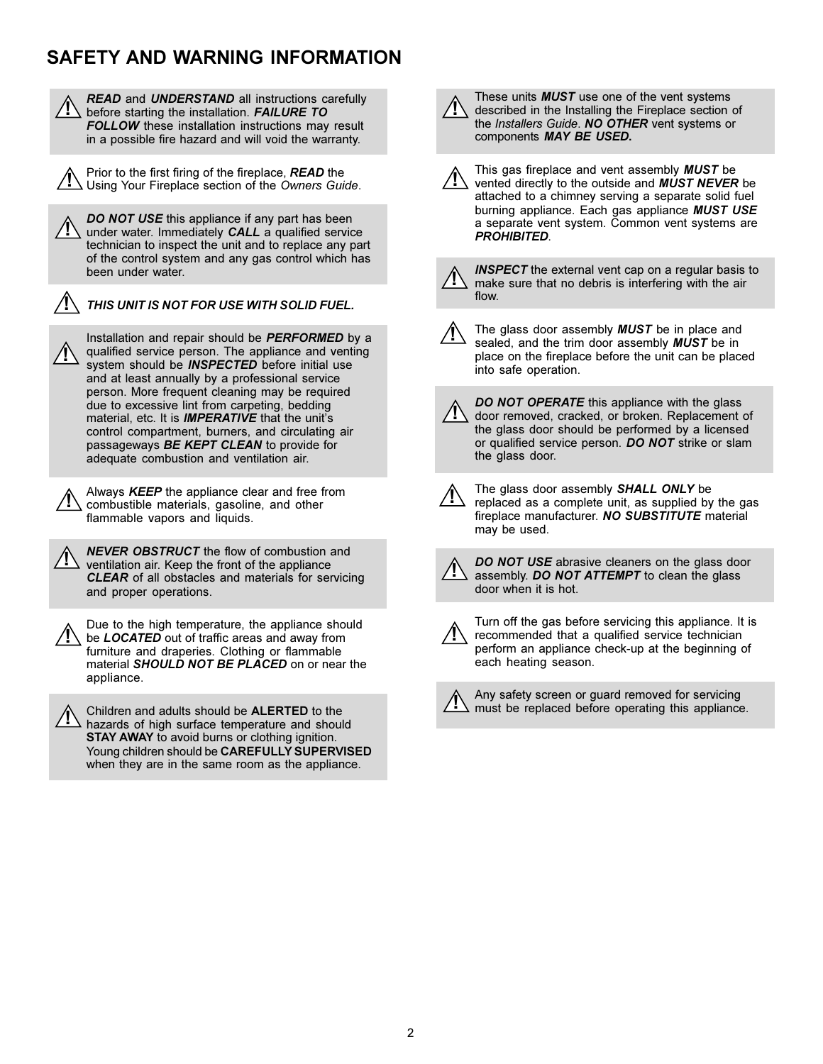## SAFETY AND WARNING INFORMATION

⚠ ***READ*** and ***UNDERSTAND*** all instructions carefully before starting the installation. ***FAILURE TO FOLLOW*** these installation instructions may result in a possible fire hazard and will void the warranty.

⚠ Prior to the first firing of the fireplace, ***READ*** the Using Your Fireplace section of the *Owners Guide*.

⚠ ***DO NOT USE*** this appliance if any part has been under water. Immediately ***CALL*** a qualified service technician to inspect the unit and to replace any part of the control system and any gas control which has been under water.

⚠ ***THIS UNIT IS NOT FOR USE WITH SOLID FUEL.***

⚠ Installation and repair should be ***PERFORMED*** by a qualified service person. The appliance and venting system should be ***INSPECTED*** before initial use and at least annually by a professional service person. More frequent cleaning may be required due to excessive lint from carpeting, bedding material, etc. It is ***IMPERATIVE*** that the unit's control compartment, burners, and circulating air passageways ***BE KEPT CLEAN*** to provide for adequate combustion and ventilation air.

⚠ Always ***KEEP*** the appliance clear and free from combustible materials, gasoline, and other flammable vapors and liquids.

⚠ ***NEVER OBSTRUCT*** the flow of combustion and ventilation air. Keep the front of the appliance ***CLEAR*** of all obstacles and materials for servicing and proper operations.

⚠ Due to the high temperature, the appliance should be ***LOCATED*** out of traffic areas and away from furniture and draperies. Clothing or flammable material ***SHOULD NOT BE PLACED*** on or near the appliance.

⚠ Children and adults should be **ALERTED** to the hazards of high surface temperature and should **STAY AWAY** to avoid burns or clothing ignition. Young children should be **CAREFULLY SUPERVISED** when they are in the same room as the appliance.

⚠ These units ***MUST*** use one of the vent systems described in the Installing the Fireplace section of the *Installers Guide*. ***NO OTHER*** vent systems or components ***MAY BE USED.***

⚠ This gas fireplace and vent assembly ***MUST*** be vented directly to the outside and ***MUST NEVER*** be attached to a chimney serving a separate solid fuel burning appliance. Each gas appliance ***MUST USE*** a separate vent system. Common vent systems are ***PROHIBITED***.

⚠ ***INSPECT*** the external vent cap on a regular basis to make sure that no debris is interfering with the air flow.

⚠ The glass door assembly ***MUST*** be in place and sealed, and the trim door assembly ***MUST*** be in place on the fireplace before the unit can be placed into safe operation.

⚠ ***DO NOT OPERATE*** this appliance with the glass door removed, cracked, or broken. Replacement of the glass door should be performed by a licensed or qualified service person. ***DO NOT*** strike or slam the glass door.

⚠ The glass door assembly ***SHALL ONLY*** be replaced as a complete unit, as supplied by the gas fireplace manufacturer. ***NO SUBSTITUTE*** material may be used.

⚠ ***DO NOT USE*** abrasive cleaners on the glass door assembly. ***DO NOT ATTEMPT*** to clean the glass door when it is hot.

⚠ Turn off the gas before servicing this appliance. It is recommended that a qualified service technician perform an appliance check-up at the beginning of each heating season.

⚠ Any safety screen or guard removed for servicing must be replaced before operating this appliance.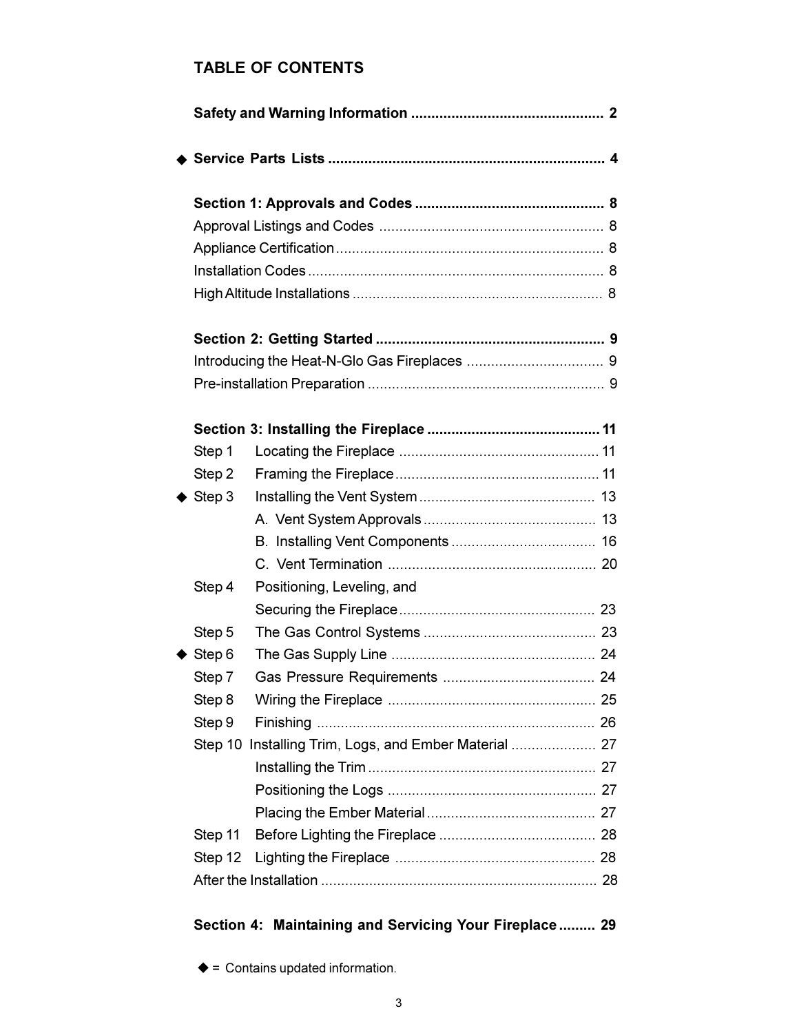# TABLE OF CONTENTS

**Safety and Warning Information** ................................................ **2**

◆ **Service Parts Lists** ..................................................................... **4**

**Section 1: Approvals and Codes** ............................................... **8**

Approval Listings and Codes ........................................................ 8

Appliance Certification .................................................................. 8

Installation Codes .......................................................................... 8

High Altitude Installations .............................................................. 8

**Section 2: Getting Started** ......................................................... **9**

Introducing the Heat-N-Glo Gas Fireplaces .................................. 9

Pre-installation Preparation ........................................................... 9

**Section 3: Installing the Fireplace** ........................................... **11**

Step 1 Locating the Fireplace .................................................. 11

Step 2 Framing the Fireplace ................................................... 11

◆ Step 3 Installing the Vent System ............................................ 13

- A. Vent System Approvals ........................................... 13
- B. Installing Vent Components .................................... 16
- C. Vent Termination .................................................... 20

Step 4 Positioning, Leveling, and Securing the Fireplace ................................................. 23

Step 5 The Gas Control Systems ........................................... 23

◆ Step 6 The Gas Supply Line ................................................... 24

Step 7 Gas Pressure Requirements ...................................... 24

Step 8 Wiring the Fireplace .................................................... 25

Step 9 Finishing ..................................................................... 26

Step 10 Installing Trim, Logs, and Ember Material ..................... 27

- Installing the Trim ......................................................... 27
- Positioning the Logs .................................................... 27
- Placing the Ember Material .......................................... 27

Step 11 Before Lighting the Fireplace ....................................... 28

Step 12 Lighting the Fireplace .................................................. 28

After the Installation ..................................................................... 28

**Section 4: Maintaining and Servicing Your Fireplace** ......... **29**

◆ = Contains updated information.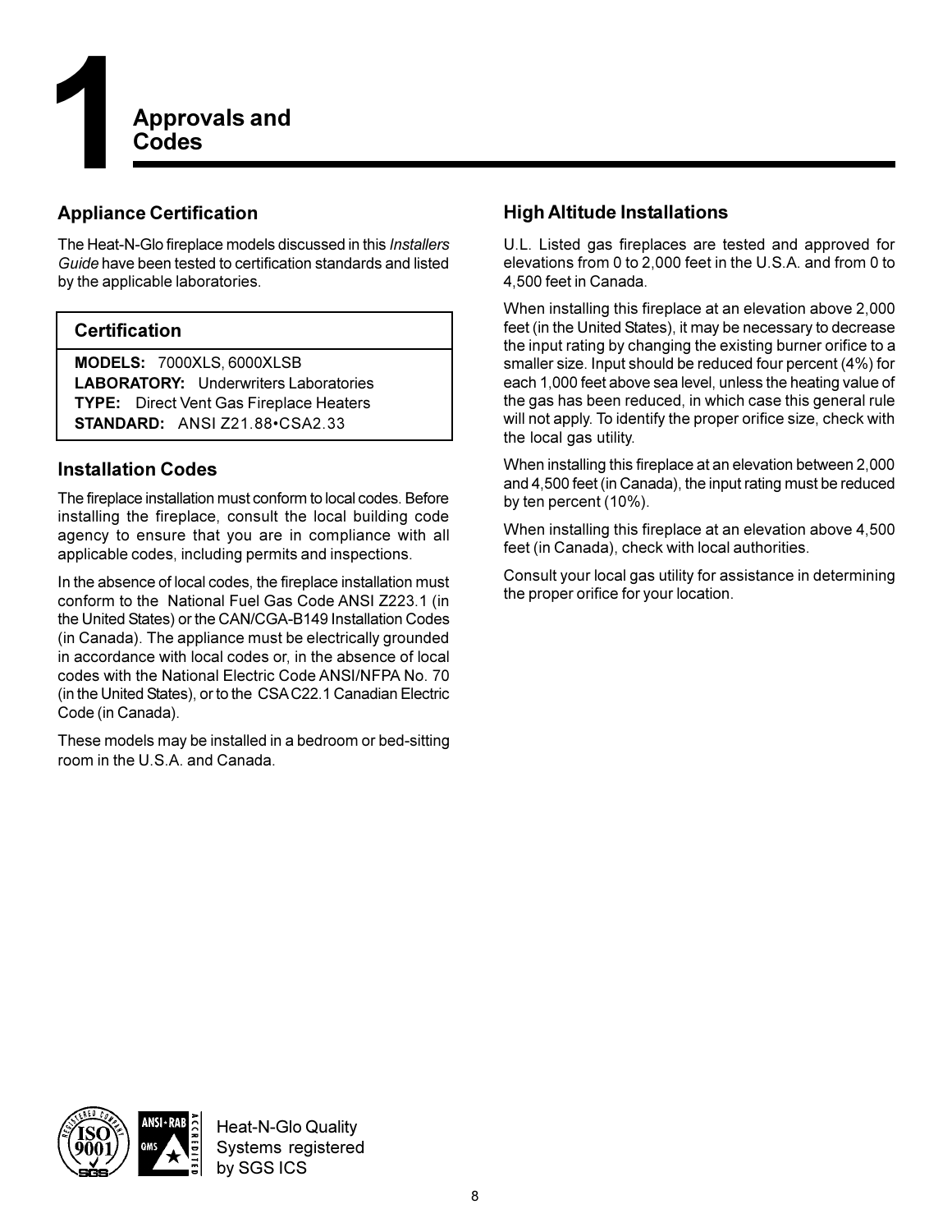# 1 Approvals and Codes

## Appliance Certification

The Heat-N-Glo fireplace models discussed in this *Installers Guide* have been tested to certification standards and listed by the applicable laboratories.

| Certification |
|---|
| **MODELS:** 7000XLS, 6000XLSB<br>**LABORATORY:** Underwriters Laboratories<br>**TYPE:** Direct Vent Gas Fireplace Heaters<br>**STANDARD:** ANSI Z21.88•CSA2.33 |

## Installation Codes

The fireplace installation must conform to local codes. Before installing the fireplace, consult the local building code agency to ensure that you are in compliance with all applicable codes, including permits and inspections.

In the absence of local codes, the fireplace installation must conform to the National Fuel Gas Code ANSI Z223.1 (in the United States) or the CAN/CGA-B149 Installation Codes (in Canada). The appliance must be electrically grounded in accordance with local codes or, in the absence of local codes with the National Electric Code ANSI/NFPA No. 70 (in the United States), or to the CSA C22.1 Canadian Electric Code (in Canada).

These models may be installed in a bedroom or bed-sitting room in the U.S.A. and Canada.

## High Altitude Installations

U.L. Listed gas fireplaces are tested and approved for elevations from 0 to 2,000 feet in the U.S.A. and from 0 to 4,500 feet in Canada.

When installing this fireplace at an elevation above 2,000 feet (in the United States), it may be necessary to decrease the input rating by changing the existing burner orifice to a smaller size. Input should be reduced four percent (4%) for each 1,000 feet above sea level, unless the heating value of the gas has been reduced, in which case this general rule will not apply. To identify the proper orifice size, check with the local gas utility.

When installing this fireplace at an elevation between 2,000 and 4,500 feet (in Canada), the input rating must be reduced by ten percent (10%).

When installing this fireplace at an elevation above 4,500 feet (in Canada), check with local authorities.

Consult your local gas utility for assistance in determining the proper orifice for your location.

Heat-N-Glo Quality Systems registered by SGS ICS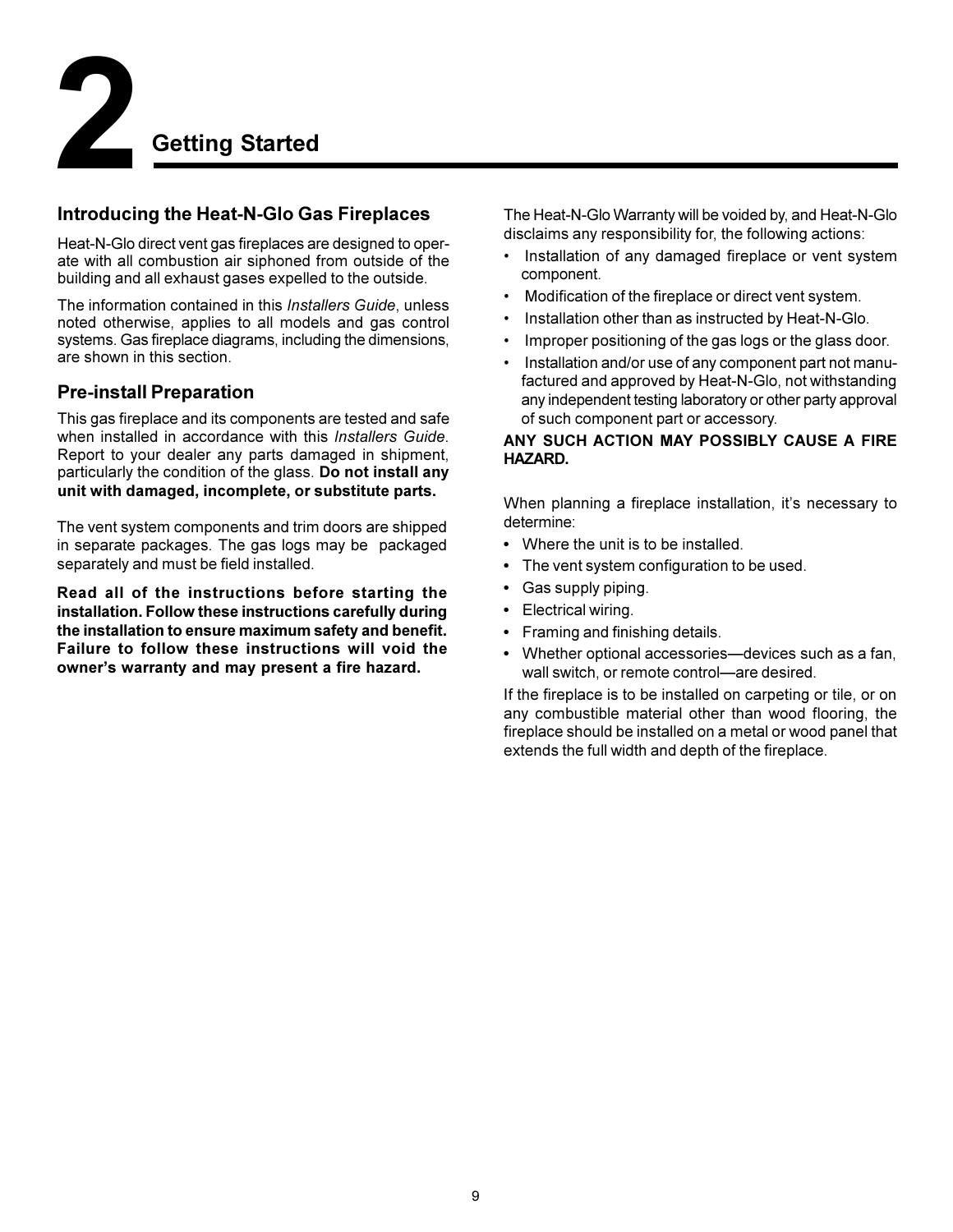# 2 Getting Started

## Introducing the Heat-N-Glo Gas Fireplaces

Heat-N-Glo direct vent gas fireplaces are designed to operate with all combustion air siphoned from outside of the building and all exhaust gases expelled to the outside.

The information contained in this *Installers Guide*, unless noted otherwise, applies to all models and gas control systems. Gas fireplace diagrams, including the dimensions, are shown in this section.

## Pre-install Preparation

This gas fireplace and its components are tested and safe when installed in accordance with this *Installers Guide*. Report to your dealer any parts damaged in shipment, particularly the condition of the glass. **Do not install any unit with damaged, incomplete, or substitute parts.**

The vent system components and trim doors are shipped in separate packages. The gas logs may be packaged separately and must be field installed.

**Read all of the instructions before starting the installation. Follow these instructions carefully during the installation to ensure maximum safety and benefit. Failure to follow these instructions will void the owner's warranty and may present a fire hazard.**

The Heat-N-Glo Warranty will be voided by, and Heat-N-Glo disclaims any responsibility for, the following actions:

- Installation of any damaged fireplace or vent system component.
- Modification of the fireplace or direct vent system.
- Installation other than as instructed by Heat-N-Glo.
- Improper positioning of the gas logs or the glass door.
- Installation and/or use of any component part not manufactured and approved by Heat-N-Glo, not withstanding any independent testing laboratory or other party approval of such component part or accessory.

**ANY SUCH ACTION MAY POSSIBLY CAUSE A FIRE HAZARD.**

When planning a fireplace installation, it's necessary to determine:

- Where the unit is to be installed.
- The vent system configuration to be used.
- Gas supply piping.
- Electrical wiring.
- Framing and finishing details.
- Whether optional accessories—devices such as a fan, wall switch, or remote control—are desired.

If the fireplace is to be installed on carpeting or tile, or on any combustible material other than wood flooring, the fireplace should be installed on a metal or wood panel that extends the full width and depth of the fireplace.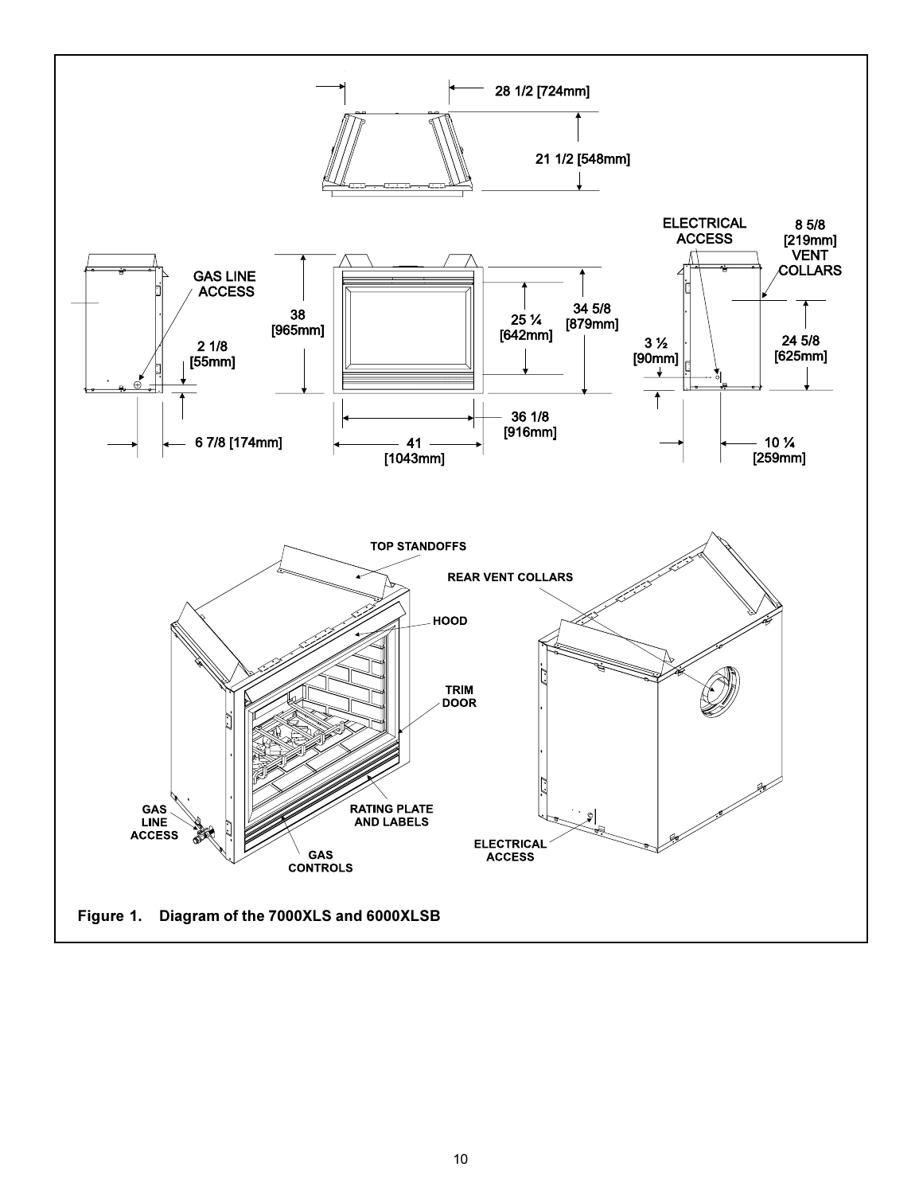Figure 1. Diagram of the 7000XLS and 6000XLSB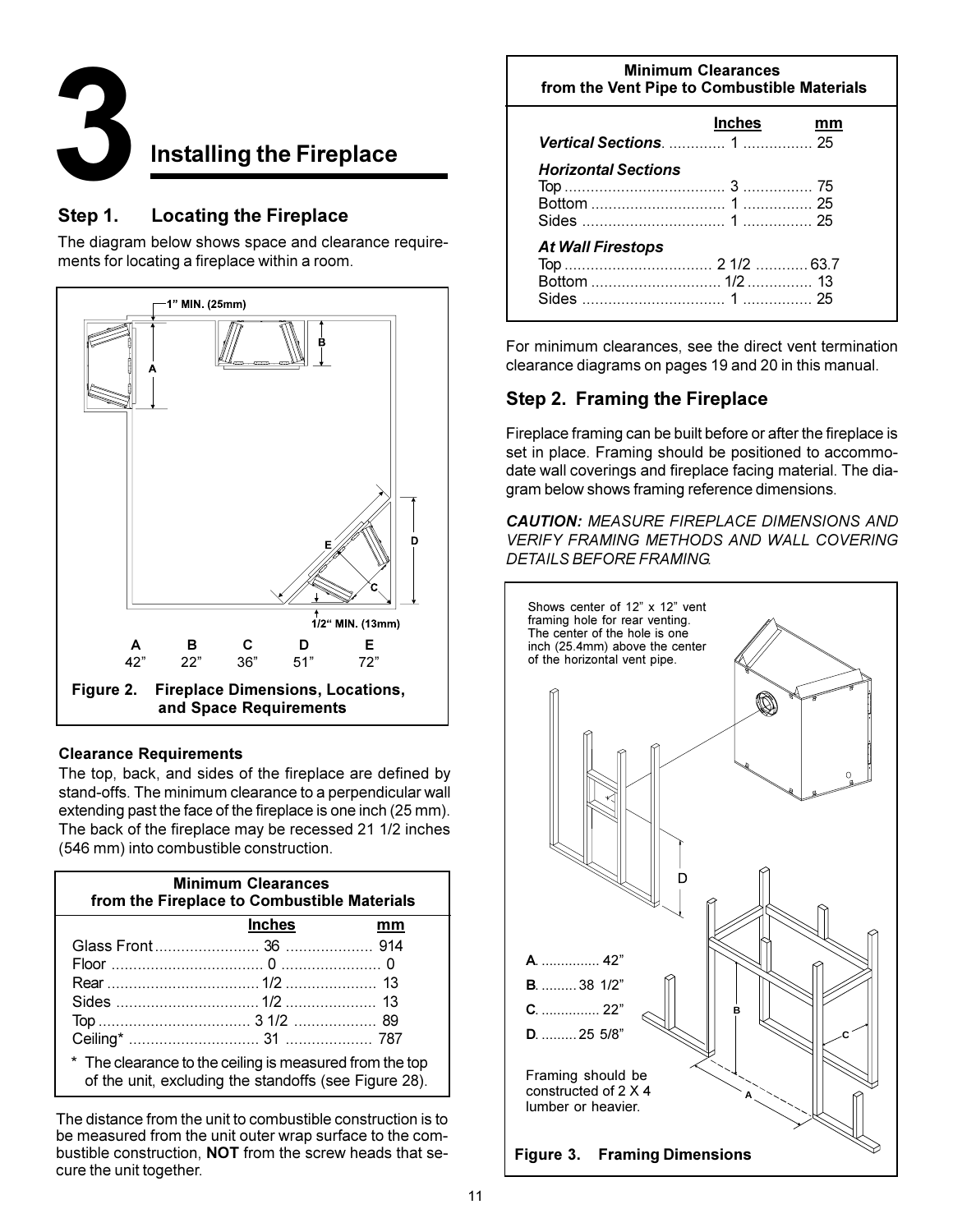# 3 Installing the Fireplace

## Step 1. Locating the Fireplace

The diagram below shows space and clearance requirements for locating a fireplace within a room.

1" MIN. (25mm)

1/2" MIN. (13mm)

| A | B | C | D | E |
|---|---|---|---|---|
| 42" | 22" | 36" | 51" | 72" |

**Figure 2. Fireplace Dimensions, Locations, and Space Requirements**

### Clearance Requirements

The top, back, and sides of the fireplace are defined by stand-offs. The minimum clearance to a perpendicular wall extending past the face of the fireplace is one inch (25 mm). The back of the fireplace may be recessed 21 1/2 inches (546 mm) into combustible construction.

**Minimum Clearances from the Fireplace to Combustible Materials**

| | Inches | mm |
|---|---|---|
| Glass Front | 36 | 914 |
| Floor | 0 | 0 |
| Rear | 1/2 | 13 |
| Sides | 1/2 | 13 |
| Top | 3 1/2 | 89 |
| Ceiling* | 31 | 787 |

\* The clearance to the ceiling is measured from the top of the unit, excluding the standoffs (see Figure 28).

The distance from the unit to combustible construction is to be measured from the unit outer wrap surface to the combustible construction, **NOT** from the screw heads that secure the unit together.

**Minimum Clearances from the Vent Pipe to Combustible Materials**

| | Inches | mm |
|---|---|---|
| ***Vertical Sections*** | 1 | 25 |
| ***Horizontal Sections*** | | |
| Top | 3 | 75 |
| Bottom | 1 | 25 |
| Sides | 1 | 25 |
| ***At Wall Firestops*** | | |
| Top | 2 1/2 | 63.7 |
| Bottom | 1/2 | 13 |
| Sides | 1 | 25 |

For minimum clearances, see the direct vent termination clearance diagrams on pages 19 and 20 in this manual.

## Step 2. Framing the Fireplace

Fireplace framing can be built before or after the fireplace is set in place. Framing should be positioned to accommodate wall coverings and fireplace facing material. The diagram below shows framing reference dimensions.

***CAUTION:** MEASURE FIREPLACE DIMENSIONS AND VERIFY FRAMING METHODS AND WALL COVERING DETAILS BEFORE FRAMING.*

Shows center of 12" x 12" vent framing hole for rear venting. The center of the hole is one inch (25.4mm) above the center of the horizontal vent pipe.

A. 42"
B. 38 1/2"
C. 22"
D. 25 5/8"

Framing should be constructed of 2 X 4 lumber or heavier.

**Figure 3. Framing Dimensions**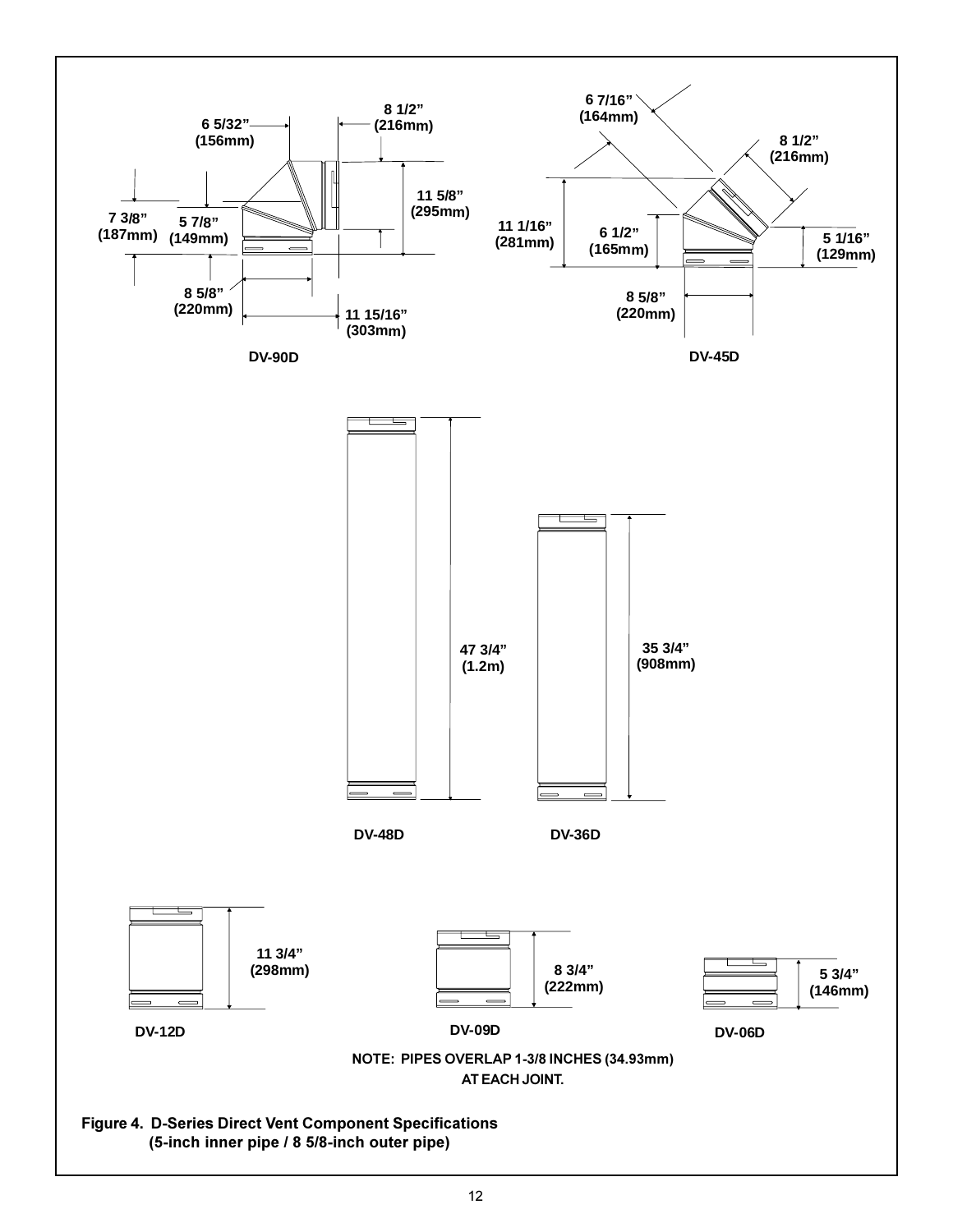6 5/32" (156mm)

8 1/2" (216mm)

7 3/8" (187mm)

5 7/8" (149mm)

11 5/8" (295mm)

8 5/8" (220mm)

11 15/16" (303mm)

DV-90D

6 7/16" (164mm)

8 1/2" (216mm)

11 1/16" (281mm)

6 1/2" (165mm)

5 1/16" (129mm)

8 5/8" (220mm)

DV-45D

47 3/4" (1.2m)

35 3/4" (908mm)

DV-48D

DV-36D

11 3/4" (298mm)

8 3/4" (222mm)

5 3/4" (146mm)

DV-12D

DV-09D

DV-06D

NOTE: PIPES OVERLAP 1-3/8 INCHES (34.93mm) AT EACH JOINT.

**Figure 4. D-Series Direct Vent Component Specifications (5-inch inner pipe / 8 5/8-inch outer pipe)**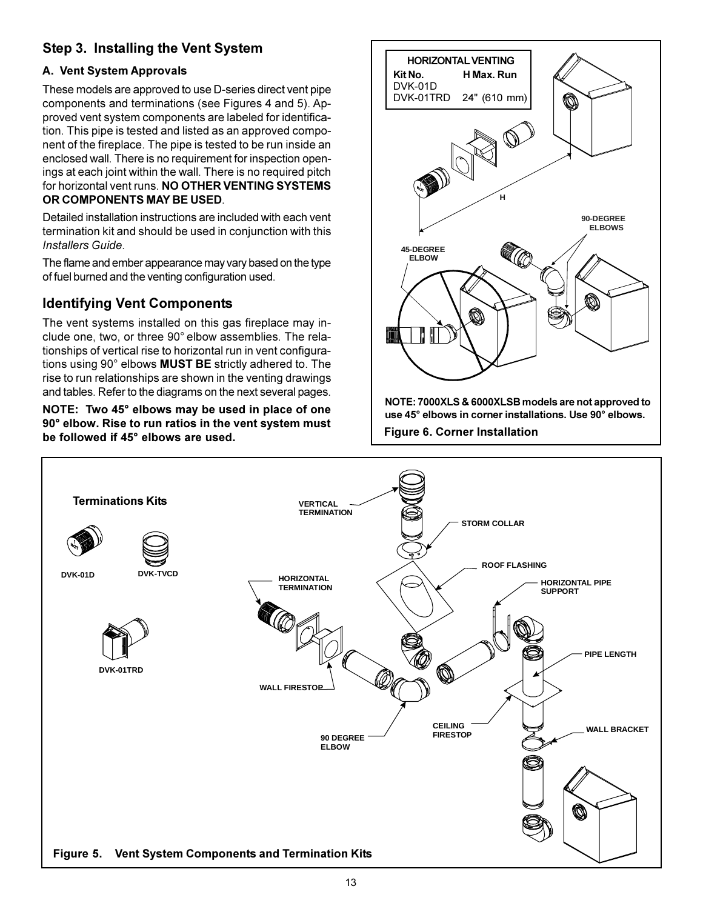## Step 3. Installing the Vent System

### A. Vent System Approvals

These models are approved to use D-series direct vent pipe components and terminations (see Figures 4 and 5). Approved vent system components are labeled for identification. This pipe is tested and listed as an approved component of the fireplace. The pipe is tested to be run inside an enclosed wall. There is no requirement for inspection openings at each joint within the wall. There is no required pitch for horizontal vent runs. **NO OTHER VENTING SYSTEMS OR COMPONENTS MAY BE USED**.

Detailed installation instructions are included with each vent termination kit and should be used in conjunction with this *Installers Guide*.

The flame and ember appearance may vary based on the type of fuel burned and the venting configuration used.

## Identifying Vent Components

The vent systems installed on this gas fireplace may include one, two, or three 90° elbow assemblies. The relationships of vertical rise to horizontal run in vent configurations using 90° elbows **MUST BE** strictly adhered to. The rise to run relationships are shown in the venting drawings and tables. Refer to the diagrams on the next several pages.

**NOTE: Two 45° elbows may be used in place of one 90° elbow. Rise to run ratios in the vent system must be followed if 45° elbows are used.**

| HORIZONTAL VENTING | |
|---|---|
| **Kit No.** | **H Max. Run** |
| DVK-01D | |
| DVK-01TRD | 24" (610 mm) |

H

90-DEGREE ELBOWS

45-DEGREE ELBOW

**NOTE: 7000XLS & 6000XLSB models are not approved to use 45° elbows in corner installations. Use 90° elbows.**

**Figure 6. Corner Installation**

**Terminations Kits**

DVK-01D

DVK-TVCD

DVK-01TRD

VERTICAL TERMINATION

STORM COLLAR

ROOF FLASHING

HORIZONTAL TERMINATION

HORIZONTAL PIPE SUPPORT

PIPE LENGTH

WALL FIRESTOP

CEILING FIRESTOP

WALL BRACKET

90 DEGREE ELBOW

**Figure 5. Vent System Components and Termination Kits**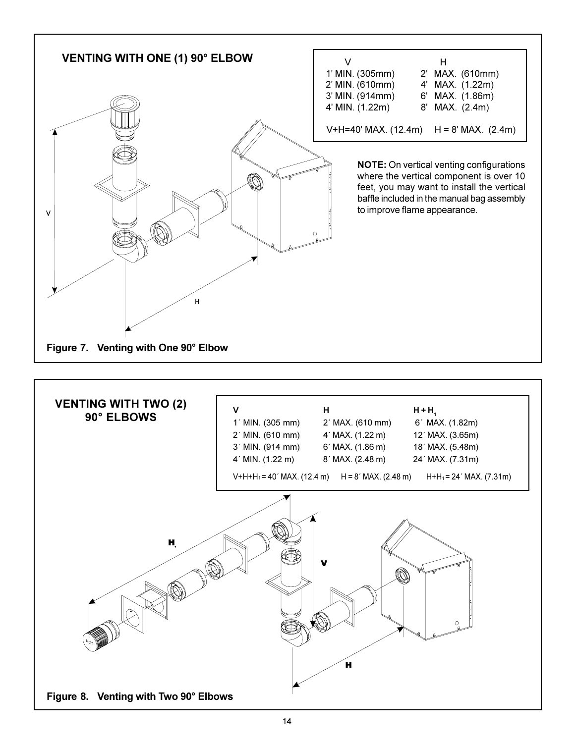## VENTING WITH ONE (1) 90° ELBOW

| V | H |
|---|---|
| 1' MIN. (305mm) | 2' MAX. (610mm) |
| 2' MIN. (610mm) | 4' MAX. (1.22m) |
| 3' MIN. (914mm) | 6' MAX. (1.86m) |
| 4' MIN. (1.22m) | 8' MAX. (2.4m) |
| V+H=40' MAX. (12.4m) | H = 8' MAX. (2.4m) |

**NOTE:** On vertical venting configurations where the vertical component is over 10 feet, you may want to install the vertical baffle included in the manual bag assembly to improve flame appearance.

**Figure 7. Venting with One 90° Elbow**

## VENTING WITH TWO (2) 90° ELBOWS

| V | H | H + H1 |
|---|---|---|
| 1´ MIN. (305 mm) | 2´ MAX. (610 mm) | 6´ MAX. (1.82m) |
| 2´ MIN. (610 mm) | 4´ MAX. (1.22 m) | 12´ MAX. (3.65m) |
| 3´ MIN. (914 mm) | 6´ MAX. (1.86 m) | 18´ MAX. (5.48m) |
| 4´ MIN. (1.22 m) | 8´ MAX. (2.48 m) | 24´ MAX. (7.31m) |
| V+H+H1 = 40´ MAX. (12.4 m) | H = 8´ MAX. (2.48 m) | H+H1 = 24´ MAX. (7.31m) |

**Figure 8. Venting with Two 90° Elbows**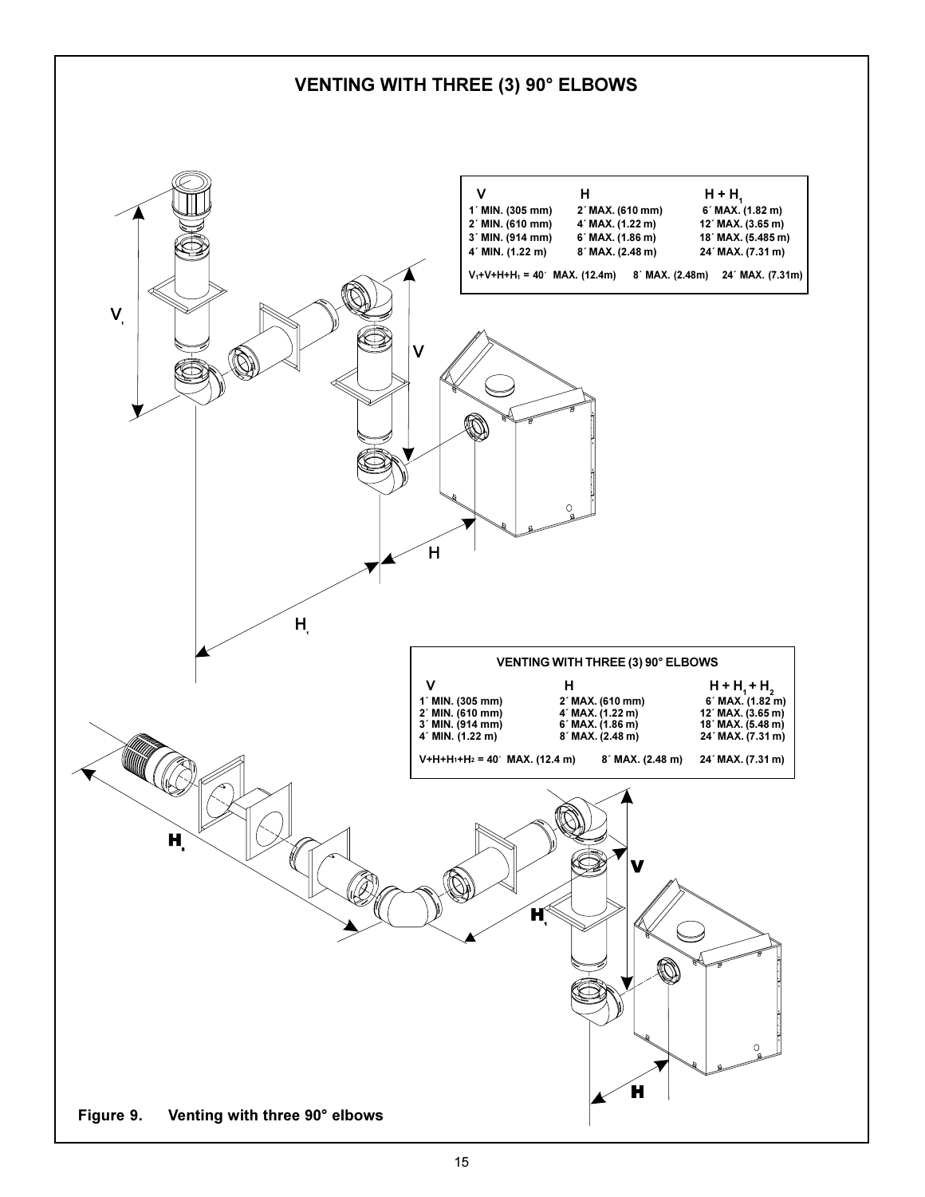# VENTING WITH THREE (3) 90° ELBOWS

| V | H | H + $H_1$ |
|---|---|---|
| 1´ MIN. (305 mm) | 2´ MAX. (610 mm) | 6´ MAX. (1.82 m) |
| 2´ MIN. (610 mm) | 4´ MAX. (1.22 m) | 12´ MAX. (3.65 m) |
| 3´ MIN. (914 mm) | 6´ MAX. (1.86 m) | 18´ MAX. (5.485 m) |
| 4´ MIN. (1.22 m) | 8´ MAX. (2.48 m) | 24´ MAX. (7.31 m) |
| $V_1$+V+H+$H_1$ = 40´ MAX. (12.4m) | 8´ MAX. (2.48m) | 24´ MAX. (7.31m) |

**VENTING WITH THREE (3) 90° ELBOWS**

| V | H | H + $H_1$ + $H_2$ |
|---|---|---|
| 1´ MIN. (305 mm) | 2´ MAX. (610 mm) | 6´ MAX. (1.82 m) |
| 2´ MIN. (610 mm) | 4´ MAX. (1.22 m) | 12´ MAX. (3.65 m) |
| 3´ MIN. (914 mm) | 6´ MAX. (1.86 m) | 18´ MAX. (5.48 m) |
| 4´ MIN. (1.22 m) | 8´ MAX. (2.48 m) | 24´ MAX. (7.31 m) |
| V+H+$H_1$+$H_2$ = 40´ MAX. (12.4 m) | 8´ MAX. (2.48 m) | 24´ MAX. (7.31 m) |

**Figure 9. Venting with three 90° elbows**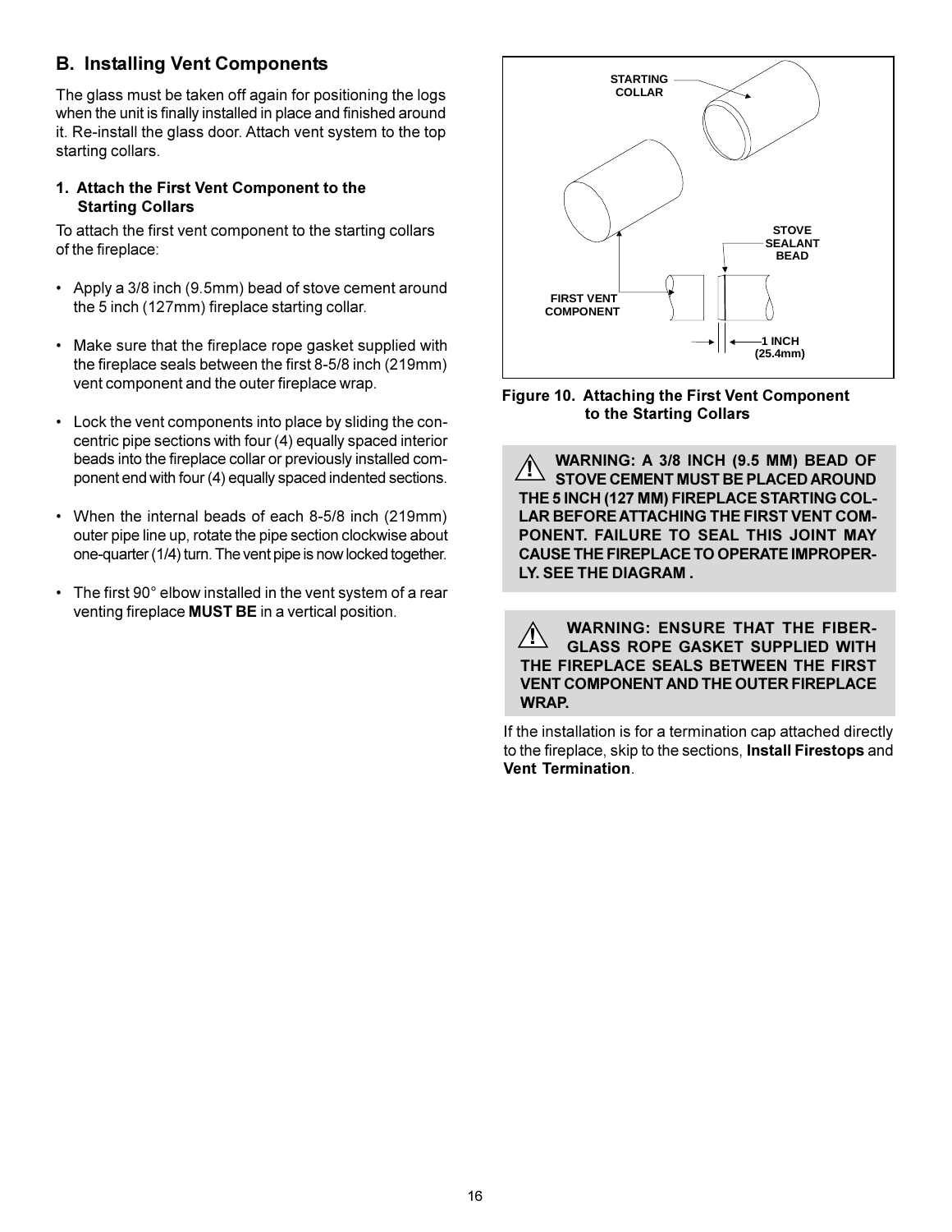## B. Installing Vent Components

The glass must be taken off again for positioning the logs when the unit is finally installed in place and finished around it. Re-install the glass door. Attach vent system to the top starting collars.

### 1. Attach the First Vent Component to the Starting Collars

To attach the first vent component to the starting collars of the fireplace:

- Apply a 3/8 inch (9.5mm) bead of stove cement around the 5 inch (127mm) fireplace starting collar.
- Make sure that the fireplace rope gasket supplied with the fireplace seals between the first 8-5/8 inch (219mm) vent component and the outer fireplace wrap.
- Lock the vent components into place by sliding the concentric pipe sections with four (4) equally spaced interior beads into the fireplace collar or previously installed component end with four (4) equally spaced indented sections.
- When the internal beads of each 8-5/8 inch (219mm) outer pipe line up, rotate the pipe section clockwise about one-quarter (1/4) turn. The vent pipe is now locked together.
- The first 90° elbow installed in the vent system of a rear venting fireplace **MUST BE** in a vertical position.

STARTING COLLAR

STOVE SEALANT BEAD

FIRST VENT COMPONENT

1 INCH (25.4mm)

**Figure 10. Attaching the First Vent Component to the Starting Collars**

**WARNING: A 3/8 INCH (9.5 MM) BEAD OF STOVE CEMENT MUST BE PLACED AROUND THE 5 INCH (127 MM) FIREPLACE STARTING COLLAR BEFORE ATTACHING THE FIRST VENT COMPONENT. FAILURE TO SEAL THIS JOINT MAY CAUSE THE FIREPLACE TO OPERATE IMPROPERLY. SEE THE DIAGRAM .**

**WARNING: ENSURE THAT THE FIBERGLASS ROPE GASKET SUPPLIED WITH THE FIREPLACE SEALS BETWEEN THE FIRST VENT COMPONENT AND THE OUTER FIREPLACE WRAP.**

If the installation is for a termination cap attached directly to the fireplace, skip to the sections, **Install Firestops** and **Vent Termination**.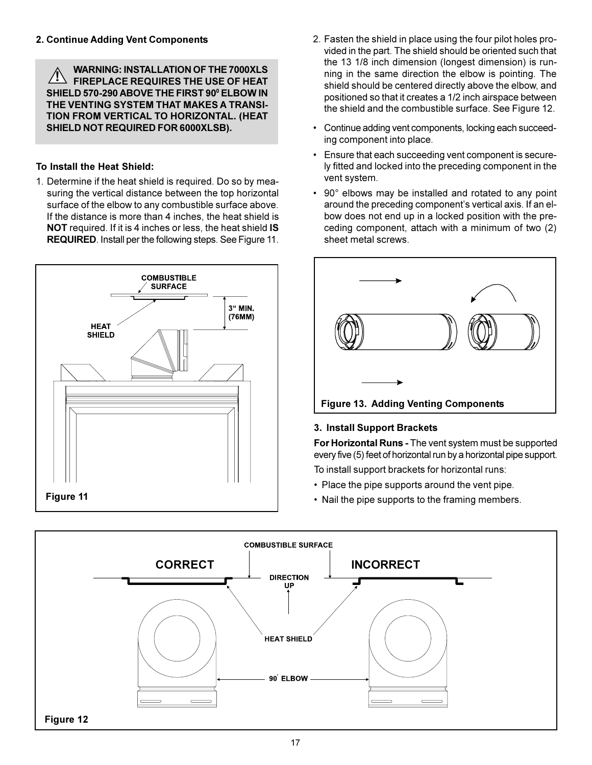### 2. Continue Adding Vent Components

> ⚠ **WARNING: INSTALLATION OF THE 7000XLS FIREPLACE REQUIRES THE USE OF HEAT SHIELD 570-290 ABOVE THE FIRST 90° ELBOW IN THE VENTING SYSTEM THAT MAKES A TRANSITION FROM VERTICAL TO HORIZONTAL. (HEAT SHIELD NOT REQUIRED FOR 6000XLSB).**

**To Install the Heat Shield:**

1. Determine if the heat shield is required. Do so by measuring the vertical distance between the top horizontal surface of the elbow to any combustible surface above. If the distance is more than 4 inches, the heat shield is **NOT** required. If it is 4 inches or less, the heat shield **IS REQUIRED**. Install per the following steps. See Figure 11.

COMBUSTIBLE SURFACE

HEAT SHIELD

3" MIN. (76MM)

Figure 11

2. Fasten the shield in place using the four pilot holes provided in the part. The shield should be oriented such that the 13 1/8 inch dimension (longest dimension) is running in the same direction the elbow is pointing. The shield should be centered directly above the elbow, and positioned so that it creates a 1/2 inch airspace between the shield and the combustible surface. See Figure 12.

- Continue adding vent components, locking each succeeding component into place.
- Ensure that each succeeding vent component is securely fitted and locked into the preceding component in the vent system.
- 90° elbows may be installed and rotated to any point around the preceding component's vertical axis. If an elbow does not end up in a locked position with the preceding component, attach with a minimum of two (2) sheet metal screws.

Figure 13. Adding Venting Components

### 3. Install Support Brackets

**For Horizontal Runs -** The vent system must be supported every five (5) feet of horizontal run by a horizontal pipe support.

To install support brackets for horizontal runs:

- Place the pipe supports around the vent pipe.
- Nail the pipe supports to the framing members.

CORRECT | INCORRECT

COMBUSTIBLE SURFACE

DIRECTION UP

HEAT SHIELD

90° ELBOW

Figure 12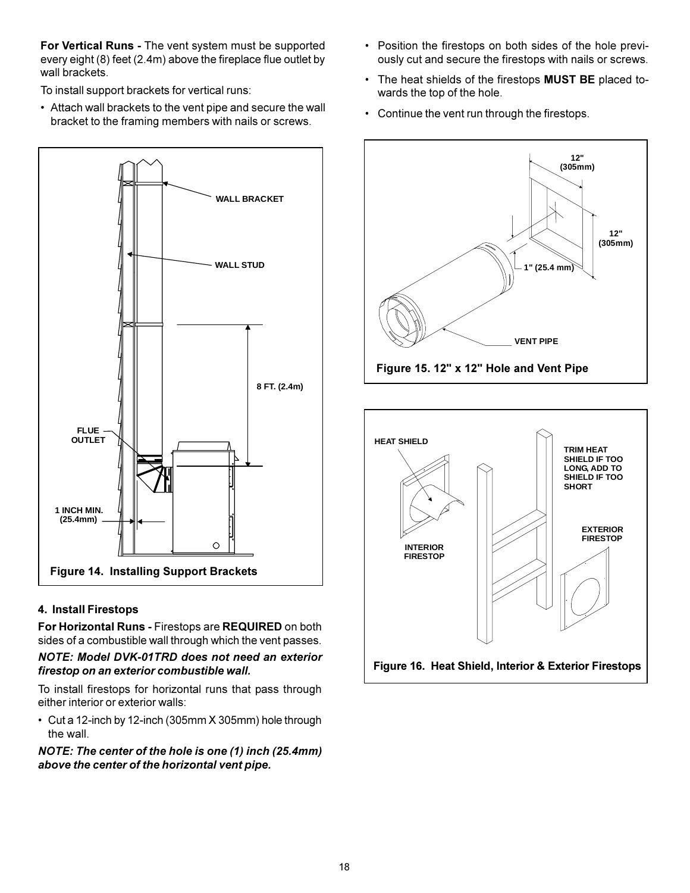**For Vertical Runs -** The vent system must be supported every eight (8) feet (2.4m) above the fireplace flue outlet by wall brackets.

To install support brackets for vertical runs:

- Attach wall brackets to the vent pipe and secure the wall bracket to the framing members with nails or screws.

**Figure 14. Installing Support Brackets**

### 4. Install Firestops

**For Horizontal Runs -** Firestops are **REQUIRED** on both sides of a combustible wall through which the vent passes.

***NOTE: Model DVK-01TRD does not need an exterior firestop on an exterior combustible wall.***

To install firestops for horizontal runs that pass through either interior or exterior walls:

- Cut a 12-inch by 12-inch (305mm X 305mm) hole through the wall.

***NOTE: The center of the hole is one (1) inch (25.4mm) above the center of the horizontal vent pipe.***

- Position the firestops on both sides of the hole previously cut and secure the firestops with nails or screws.
- The heat shields of the firestops **MUST BE** placed towards the top of the hole.
- Continue the vent run through the firestops.

**Figure 15. 12" x 12" Hole and Vent Pipe**

**Figure 16. Heat Shield, Interior & Exterior Firestops**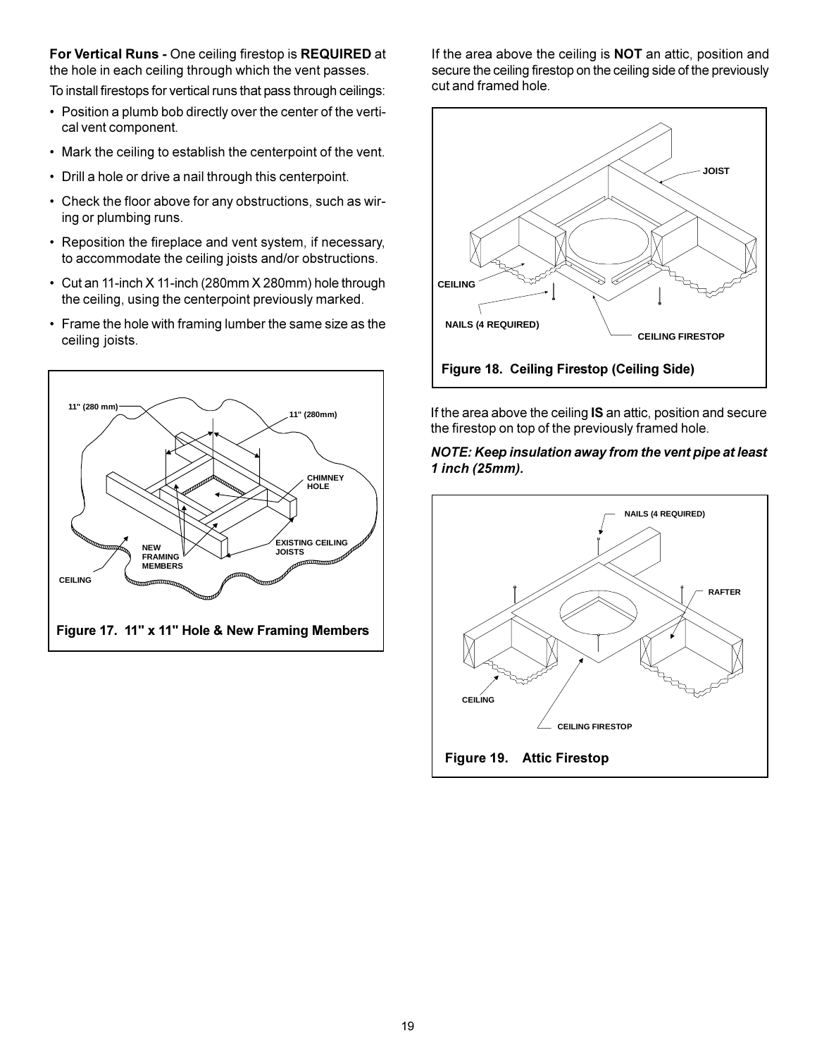**For Vertical Runs -** One ceiling firestop is **REQUIRED** at the hole in each ceiling through which the vent passes.

To install firestops for vertical runs that pass through ceilings:

- Position a plumb bob directly over the center of the vertical vent component.
- Mark the ceiling to establish the centerpoint of the vent.
- Drill a hole or drive a nail through this centerpoint.
- Check the floor above for any obstructions, such as wiring or plumbing runs.
- Reposition the fireplace and vent system, if necessary, to accommodate the ceiling joists and/or obstructions.
- Cut an 11-inch X 11-inch (280mm X 280mm) hole through the ceiling, using the centerpoint previously marked.
- Frame the hole with framing lumber the same size as the ceiling joists.

**Figure 17. 11" x 11" Hole & New Framing Members**

If the area above the ceiling is **NOT** an attic, position and secure the ceiling firestop on the ceiling side of the previously cut and framed hole.

**Figure 18. Ceiling Firestop (Ceiling Side)**

If the area above the ceiling **IS** an attic, position and secure the firestop on top of the previously framed hole.

***NOTE: Keep insulation away from the vent pipe at least 1 inch (25mm).***

**Figure 19. Attic Firestop**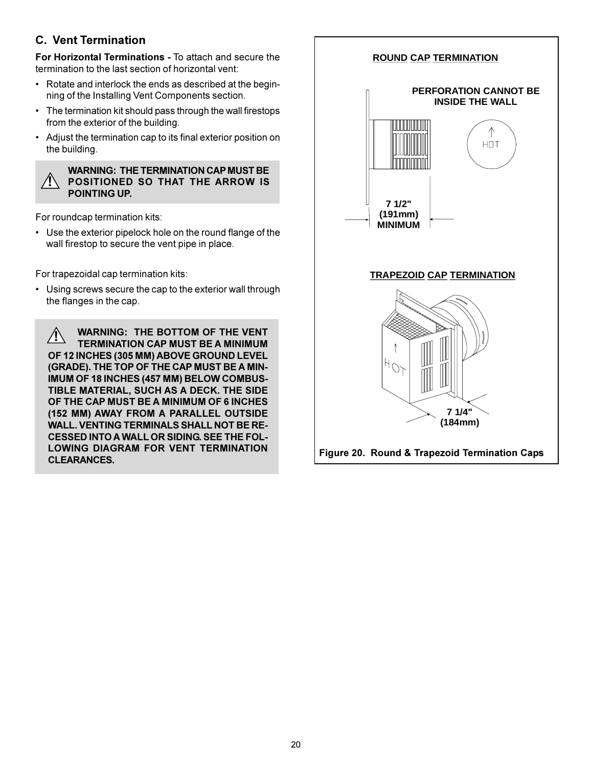## C. Vent Termination

**For Horizontal Terminations -** To attach and secure the termination to the last section of horizontal vent:

- Rotate and interlock the ends as described at the beginning of the Installing Vent Components section.
- The termination kit should pass through the wall firestops from the exterior of the building.
- Adjust the termination cap to its final exterior position on the building.

> ⚠ **WARNING: THE TERMINATION CAP MUST BE POSITIONED SO THAT THE ARROW IS POINTING UP.**

For roundcap termination kits:

- Use the exterior pipelock hole on the round flange of the wall firestop to secure the vent pipe in place.

For trapezoidal cap termination kits:

- Using screws secure the cap to the exterior wall through the flanges in the cap.

> ⚠ **WARNING: THE BOTTOM OF THE VENT TERMINATION CAP MUST BE A MINIMUM OF 12 INCHES (305 MM) ABOVE GROUND LEVEL (GRADE). THE TOP OF THE CAP MUST BE A MINIMUM OF 18 INCHES (457 MM) BELOW COMBUSTIBLE MATERIAL, SUCH AS A DECK. THE SIDE OF THE CAP MUST BE A MINIMUM OF 6 INCHES (152 MM) AWAY FROM A PARALLEL OUTSIDE WALL. VENTING TERMINALS SHALL NOT BE RECESSED INTO A WALL OR SIDING. SEE THE FOLLOWING DIAGRAM FOR VENT TERMINATION CLEARANCES.**

**ROUND CAP TERMINATION**

PERFORATION CANNOT BE INSIDE THE WALL

HOT

7 1/2" (191mm) MINIMUM

**TRAPEZOID CAP TERMINATION**

HOT

7 1/4" (184mm)

**Figure 20. Round & Trapezoid Termination Caps**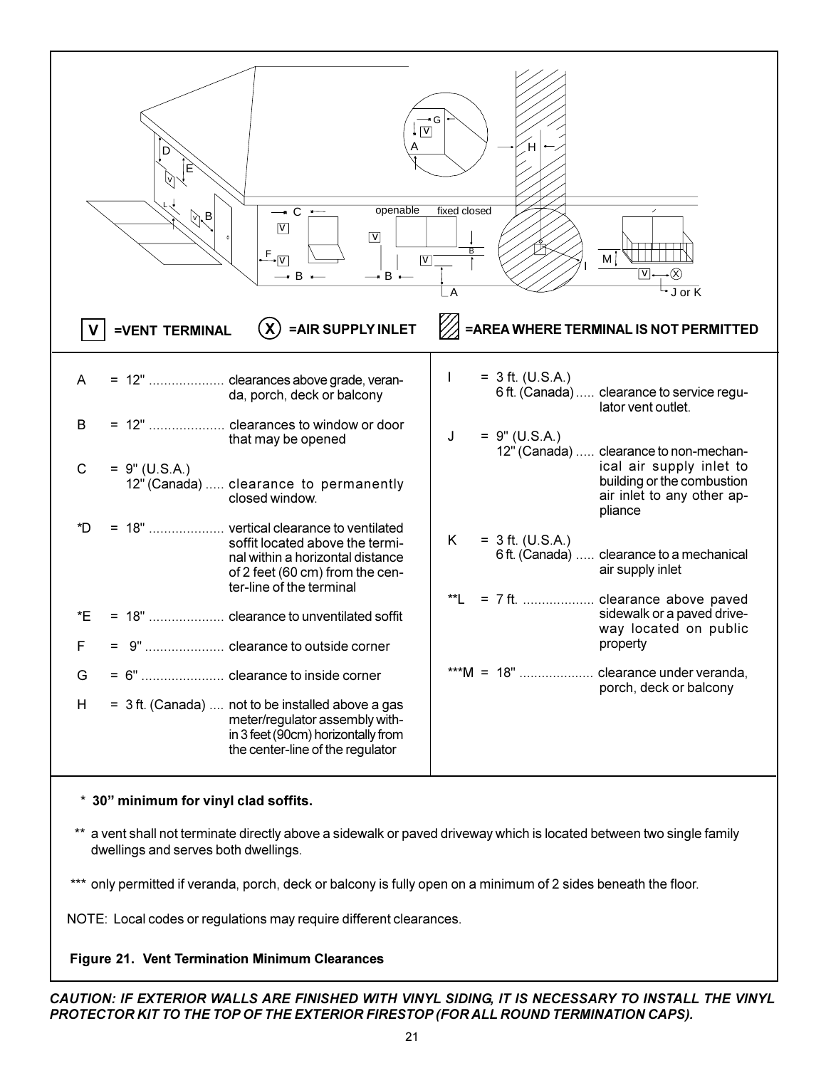V =VENT TERMINAL　　X =AIR SUPPLY INLET　　=AREA WHERE TERMINAL IS NOT PERMITTED

| | | |
|---|---|---|
| A | = 12" | clearances above grade, veranda, porch, deck or balcony |
| B | = 12" | clearances to window or door that may be opened |
| C | = 9" (U.S.A.) 12" (Canada) | clearance to permanently closed window. |
| *D | = 18" | vertical clearance to ventilated soffit located above the terminal within a horizontal distance of 2 feet (60 cm) from the center-line of the terminal |
| *E | = 18" | clearance to unventilated soffit |
| F | = 9" | clearance to outside corner |
| G | = 6" | clearance to inside corner |
| H | = 3 ft. (Canada) | not to be installed above a gas meter/regulator assembly within 3 feet (90cm) horizontally from the center-line of the regulator |
| I | = 3 ft. (U.S.A.) 6 ft. (Canada) | clearance to service regulator vent outlet. |
| J | = 9" (U.S.A.) 12" (Canada) | clearance to non-mechanical air supply inlet to building or the combustion air inlet to any other appliance |
| K | = 3 ft. (U.S.A.) 6 ft. (Canada) | clearance to a mechanical air supply inlet |
| **L | = 7 ft. | clearance above paved sidewalk or a paved driveway located on public property |
| ***M | = 18" | clearance under veranda, porch, deck or balcony |

\* **30" minimum for vinyl clad soffits.**

** a vent shall not terminate directly above a sidewalk or paved driveway which is located between two single family dwellings and serves both dwellings.

*** only permitted if veranda, porch, deck or balcony is fully open on a minimum of 2 sides beneath the floor.

NOTE: Local codes or regulations may require different clearances.

**Figure 21. Vent Termination Minimum Clearances**

***CAUTION: IF EXTERIOR WALLS ARE FINISHED WITH VINYL SIDING, IT IS NECESSARY TO INSTALL THE VINYL PROTECTOR KIT TO THE TOP OF THE EXTERIOR FIRESTOP (FOR ALL ROUND TERMINATION CAPS).***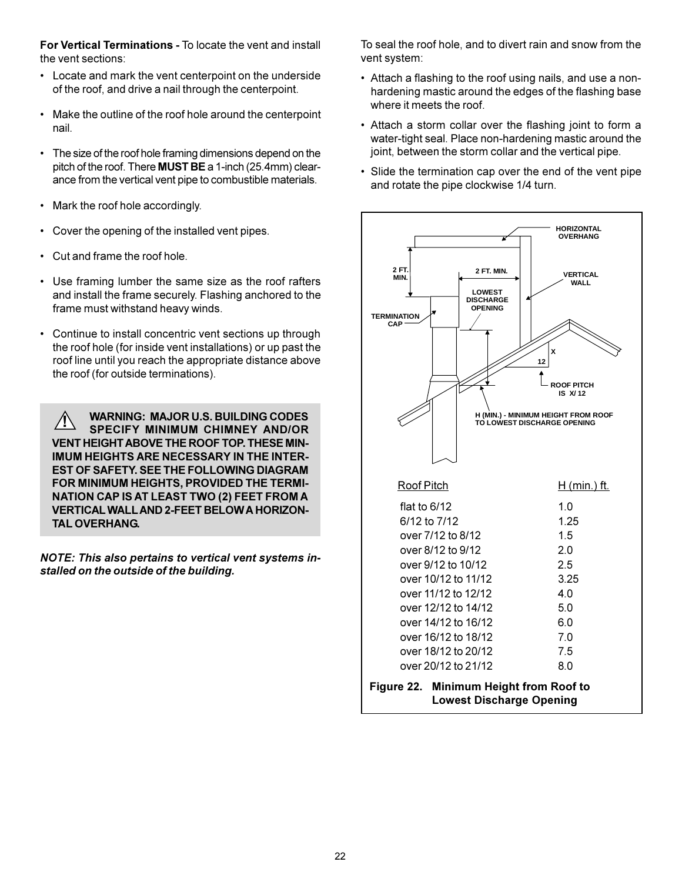**For Vertical Terminations -** To locate the vent and install the vent sections:

- Locate and mark the vent centerpoint on the underside of the roof, and drive a nail through the centerpoint.
- Make the outline of the roof hole around the centerpoint nail.
- The size of the roof hole framing dimensions depend on the pitch of the roof. There **MUST BE** a 1-inch (25.4mm) clearance from the vertical vent pipe to combustible materials.
- Mark the roof hole accordingly.
- Cover the opening of the installed vent pipes.
- Cut and frame the roof hole.
- Use framing lumber the same size as the roof rafters and install the frame securely. Flashing anchored to the frame must withstand heavy winds.
- Continue to install concentric vent sections up through the roof hole (for inside vent installations) or up past the roof line until you reach the appropriate distance above the roof (for outside terminations).

**WARNING: MAJOR U.S. BUILDING CODES SPECIFY MINIMUM CHIMNEY AND/OR VENT HEIGHT ABOVE THE ROOF TOP. THESE MINIMUM HEIGHTS ARE NECESSARY IN THE INTEREST OF SAFETY. SEE THE FOLLOWING DIAGRAM FOR MINIMUM HEIGHTS, PROVIDED THE TERMINATION CAP IS AT LEAST TWO (2) FEET FROM A VERTICAL WALL AND 2-FEET BELOW A HORIZONTAL OVERHANG.**

***NOTE: This also pertains to vertical vent systems installed on the outside of the building.***

To seal the roof hole, and to divert rain and snow from the vent system:

- Attach a flashing to the roof using nails, and use a non-hardening mastic around the edges of the flashing base where it meets the roof.
- Attach a storm collar over the flashing joint to form a water-tight seal. Place non-hardening mastic around the joint, between the storm collar and the vertical pipe.
- Slide the termination cap over the end of the vent pipe and rotate the pipe clockwise 1/4 turn.

HORIZONTAL OVERHANG

VERTICAL WALL

2 FT. MIN.

2 FT. MIN.

LOWEST DISCHARGE OPENING

TERMINATION CAP

X

12

ROOF PITCH IS X/12

H (MIN.) - MINIMUM HEIGHT FROM ROOF TO LOWEST DISCHARGE OPENING

| Roof Pitch | H (min.) ft. |
|---|---|
| flat to 6/12 | 1.0 |
| 6/12 to 7/12 | 1.25 |
| over 7/12 to 8/12 | 1.5 |
| over 8/12 to 9/12 | 2.0 |
| over 9/12 to 10/12 | 2.5 |
| over 10/12 to 11/12 | 3.25 |
| over 11/12 to 12/12 | 4.0 |
| over 12/12 to 14/12 | 5.0 |
| over 14/12 to 16/12 | 6.0 |
| over 16/12 to 18/12 | 7.0 |
| over 18/12 to 20/12 | 7.5 |
| over 20/12 to 21/12 | 8.0 |

**Figure 22. Minimum Height from Roof to Lowest Discharge Opening**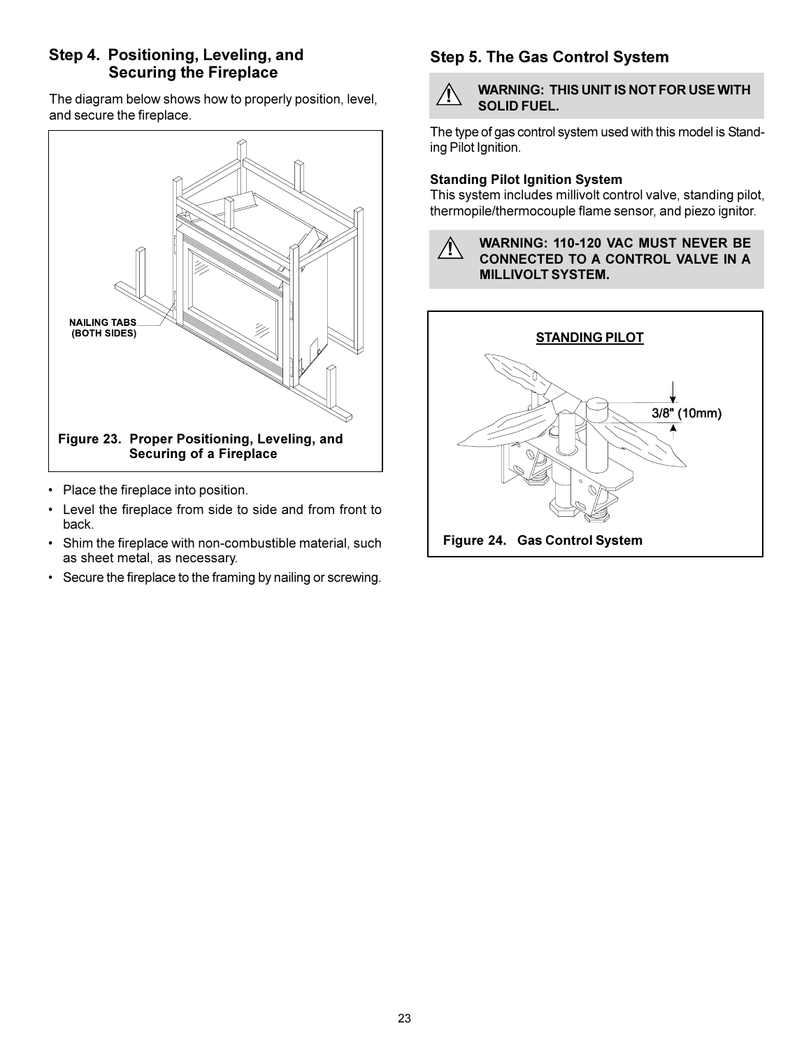## Step 4. Positioning, Leveling, and Securing the Fireplace

The diagram below shows how to properly position, level, and secure the fireplace.

NAILING TABS (BOTH SIDES)

**Figure 23. Proper Positioning, Leveling, and Securing of a Fireplace**

- Place the fireplace into position.
- Level the fireplace from side to side and from front to back.
- Shim the fireplace with non-combustible material, such as sheet metal, as necessary.
- Secure the fireplace to the framing by nailing or screwing.

## Step 5. The Gas Control System

> **WARNING: THIS UNIT IS NOT FOR USE WITH SOLID FUEL.**

The type of gas control system used with this model is Standing Pilot Ignition.

**Standing Pilot Ignition System**

This system includes millivolt control valve, standing pilot, thermopile/thermocouple flame sensor, and piezo ignitor.

> **WARNING: 110-120 VAC MUST NEVER BE CONNECTED TO A CONTROL VALVE IN A MILLIVOLT SYSTEM.**

STANDING PILOT

3/8" (10mm)

**Figure 24. Gas Control System**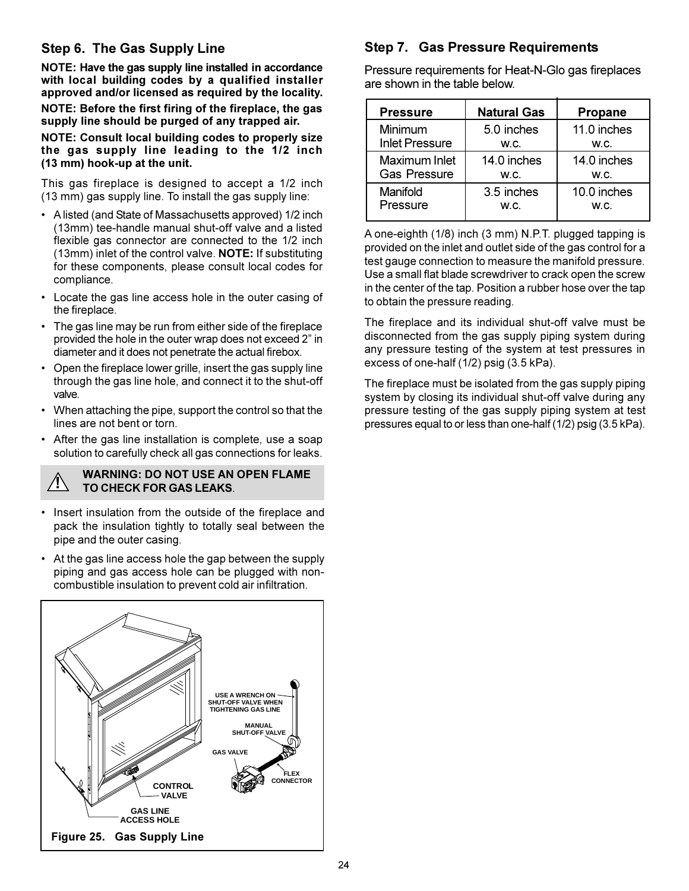## Step 6. The Gas Supply Line

**NOTE: Have the gas supply line installed in accordance with local building codes by a qualified installer approved and/or licensed as required by the locality.**

**NOTE: Before the first firing of the fireplace, the gas supply line should be purged of any trapped air.**

**NOTE: Consult local building codes to properly size the gas supply line leading to the 1/2 inch (13 mm) hook-up at the unit.**

This gas fireplace is designed to accept a 1/2 inch (13 mm) gas supply line. To install the gas supply line:

- A listed (and State of Massachusetts approved) 1/2 inch (13mm) tee-handle manual shut-off valve and a listed flexible gas connector are connected to the 1/2 inch (13mm) inlet of the control valve. **NOTE:** If substituting for these components, please consult local codes for compliance.
- Locate the gas line access hole in the outer casing of the fireplace.
- The gas line may be run from either side of the fireplace provided the hole in the outer wrap does not exceed 2" in diameter and it does not penetrate the actual firebox.
- Open the fireplace lower grille, insert the gas supply line through the gas line hole, and connect it to the shut-off valve.
- When attaching the pipe, support the control so that the lines are not bent or torn.
- After the gas line installation is complete, use a soap solution to carefully check all gas connections for leaks.

**WARNING: DO NOT USE AN OPEN FLAME TO CHECK FOR GAS LEAKS**.

- Insert insulation from the outside of the fireplace and pack the insulation tightly to totally seal between the pipe and the outer casing.
- At the gas line access hole the gap between the supply piping and gas access hole can be plugged with non-combustible insulation to prevent cold air infiltration.

USE A WRENCH ON SHUT-OFF VALVE WHEN TIGHTENING GAS LINE

MANUAL SHUT-OFF VALVE

GAS VALVE

FLEX CONNECTOR

CONTROL VALVE

GAS LINE ACCESS HOLE

**Figure 25. Gas Supply Line**

## Step 7. Gas Pressure Requirements

Pressure requirements for Heat-N-Glo gas fireplaces are shown in the table below.

| Pressure | Natural Gas | Propane |
|---|---|---|
| Minimum Inlet Pressure | 5.0 inches w.c. | 11.0 inches w.c. |
| Maximum Inlet Gas Pressure | 14.0 inches w.c. | 14.0 inches w.c. |
| Manifold Pressure | 3.5 inches w.c. | 10.0 inches w.c. |

A one-eighth (1/8) inch (3 mm) N.P.T. plugged tapping is provided on the inlet and outlet side of the gas control for a test gauge connection to measure the manifold pressure. Use a small flat blade screwdriver to crack open the screw in the center of the tap. Position a rubber hose over the tap to obtain the pressure reading.

The fireplace and its individual shut-off valve must be disconnected from the gas supply piping system during any pressure testing of the system at test pressures in excess of one-half (1/2) psig (3.5 kPa).

The fireplace must be isolated from the gas supply piping system by closing its individual shut-off valve during any pressure testing of the gas supply piping system at test pressures equal to or less than one-half (1/2) psig (3.5 kPa).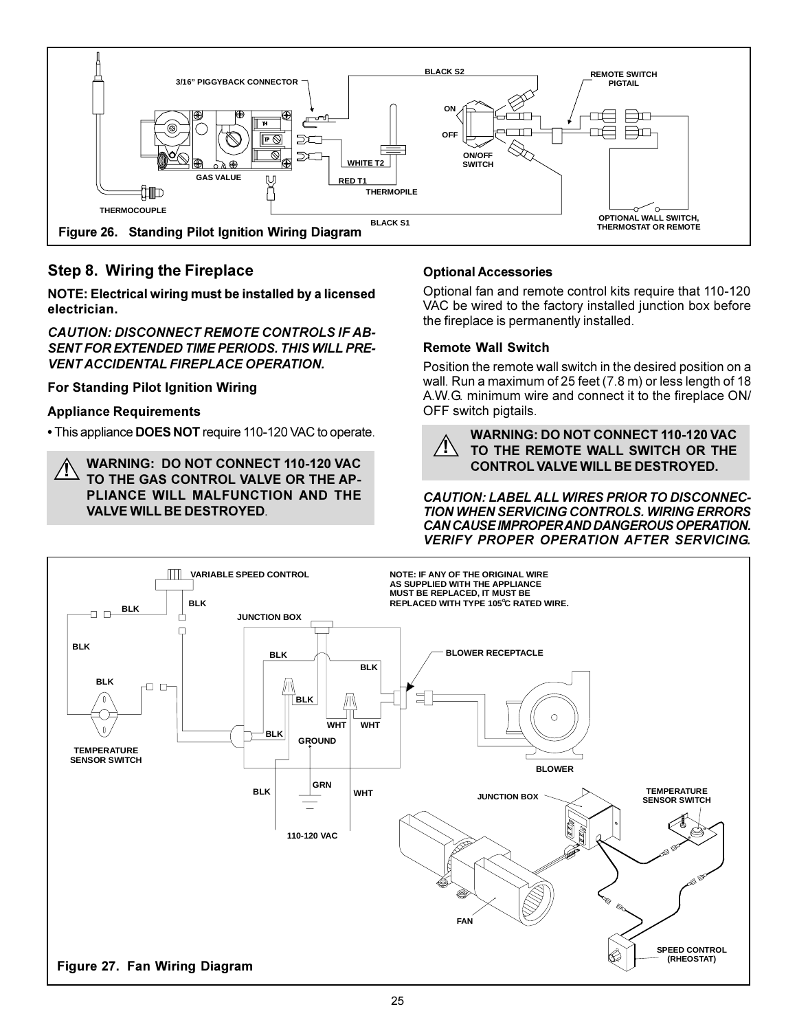Figure 26. Standing Pilot Ignition Wiring Diagram

## Step 8. Wiring the Fireplace

**NOTE: Electrical wiring must be installed by a licensed electrician.**

***CAUTION: DISCONNECT REMOTE CONTROLS IF ABSENT FOR EXTENDED TIME PERIODS. THIS WILL PREVENT ACCIDENTAL FIREPLACE OPERATION.***

### For Standing Pilot Ignition Wiring

### Appliance Requirements

- This appliance **DOES NOT** require 110-120 VAC to operate.

> **WARNING: DO NOT CONNECT 110-120 VAC TO THE GAS CONTROL VALVE OR THE APPLIANCE WILL MALFUNCTION AND THE VALVE WILL BE DESTROYED**.

### Optional Accessories

Optional fan and remote control kits require that 110-120 VAC be wired to the factory installed junction box before the fireplace is permanently installed.

### Remote Wall Switch

Position the remote wall switch in the desired position on a wall. Run a maximum of 25 feet (7.8 m) or less length of 18 A.W.G. minimum wire and connect it to the fireplace ON/OFF switch pigtails.

> **WARNING: DO NOT CONNECT 110-120 VAC TO THE REMOTE WALL SWITCH OR THE CONTROL VALVE WILL BE DESTROYED.**

***CAUTION: LABEL ALL WIRES PRIOR TO DISCONNECTION WHEN SERVICING CONTROLS. WIRING ERRORS CAN CAUSE IMPROPER AND DANGEROUS OPERATION. VERIFY PROPER OPERATION AFTER SERVICING.***

NOTE: IF ANY OF THE ORIGINAL WIRE AS SUPPLIED WITH THE APPLIANCE MUST BE REPLACED, IT MUST BE REPLACED WITH TYPE 105°C RATED WIRE.

Figure 27. Fan Wiring Diagram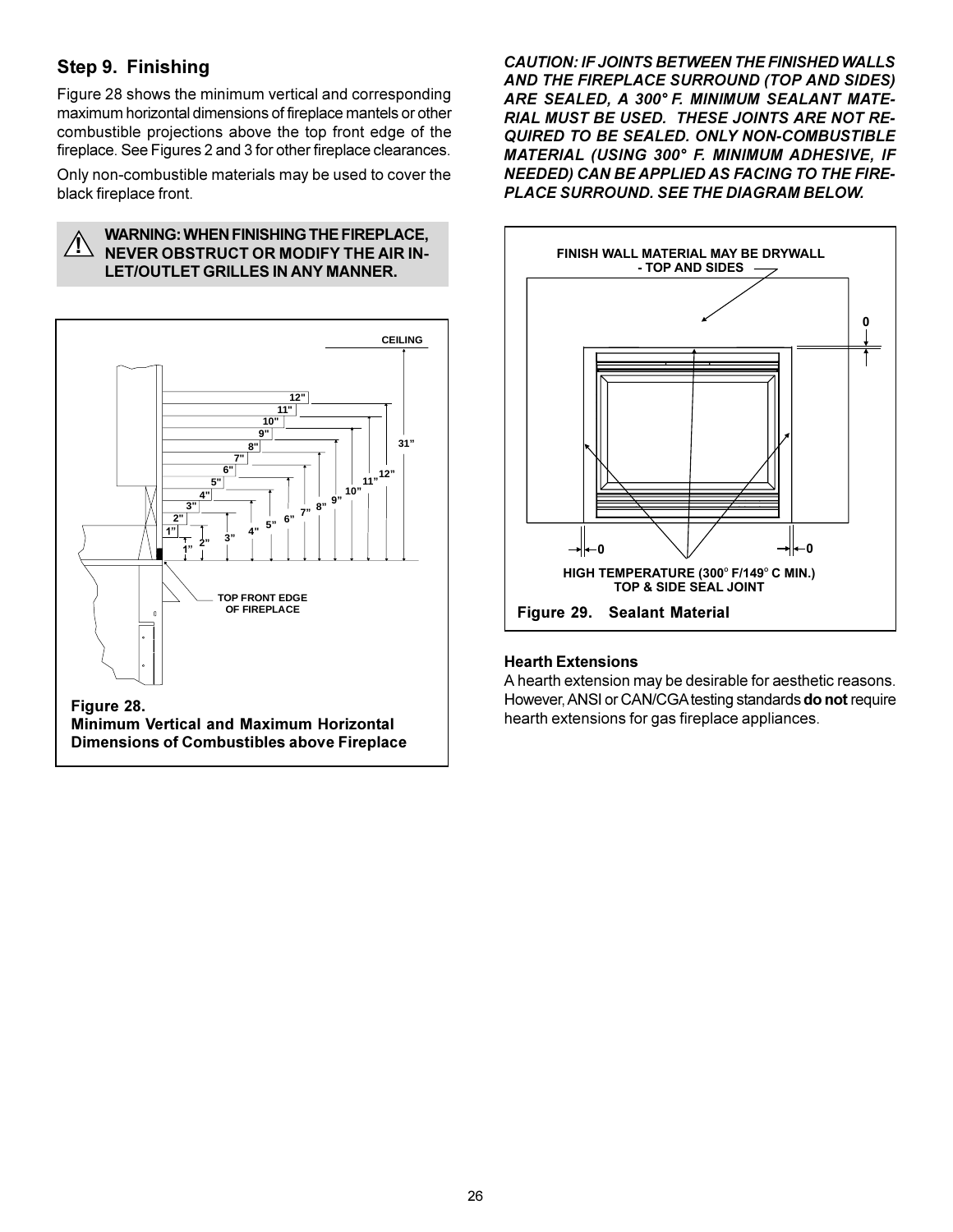## Step 9. Finishing

Figure 28 shows the minimum vertical and corresponding maximum horizontal dimensions of fireplace mantels or other combustible projections above the top front edge of the fireplace. See Figures 2 and 3 for other fireplace clearances.

Only non-combustible materials may be used to cover the black fireplace front.

> ⚠ **WARNING: WHEN FINISHING THE FIREPLACE, NEVER OBSTRUCT OR MODIFY THE AIR INLET/OUTLET GRILLES IN ANY MANNER.**

**Figure 28. Minimum Vertical and Maximum Horizontal Dimensions of Combustibles above Fireplace**

***CAUTION: IF JOINTS BETWEEN THE FINISHED WALLS AND THE FIREPLACE SURROUND (TOP AND SIDES) ARE SEALED, A 300° F. MINIMUM SEALANT MATERIAL MUST BE USED. THESE JOINTS ARE NOT REQUIRED TO BE SEALED. ONLY NON-COMBUSTIBLE MATERIAL (USING 300° F. MINIMUM ADHESIVE, IF NEEDED) CAN BE APPLIED AS FACING TO THE FIREPLACE SURROUND. SEE THE DIAGRAM BELOW.***

**Figure 29. Sealant Material**

### Hearth Extensions

A hearth extension may be desirable for aesthetic reasons. However, ANSI or CAN/CGA testing standards **do not** require hearth extensions for gas fireplace appliances.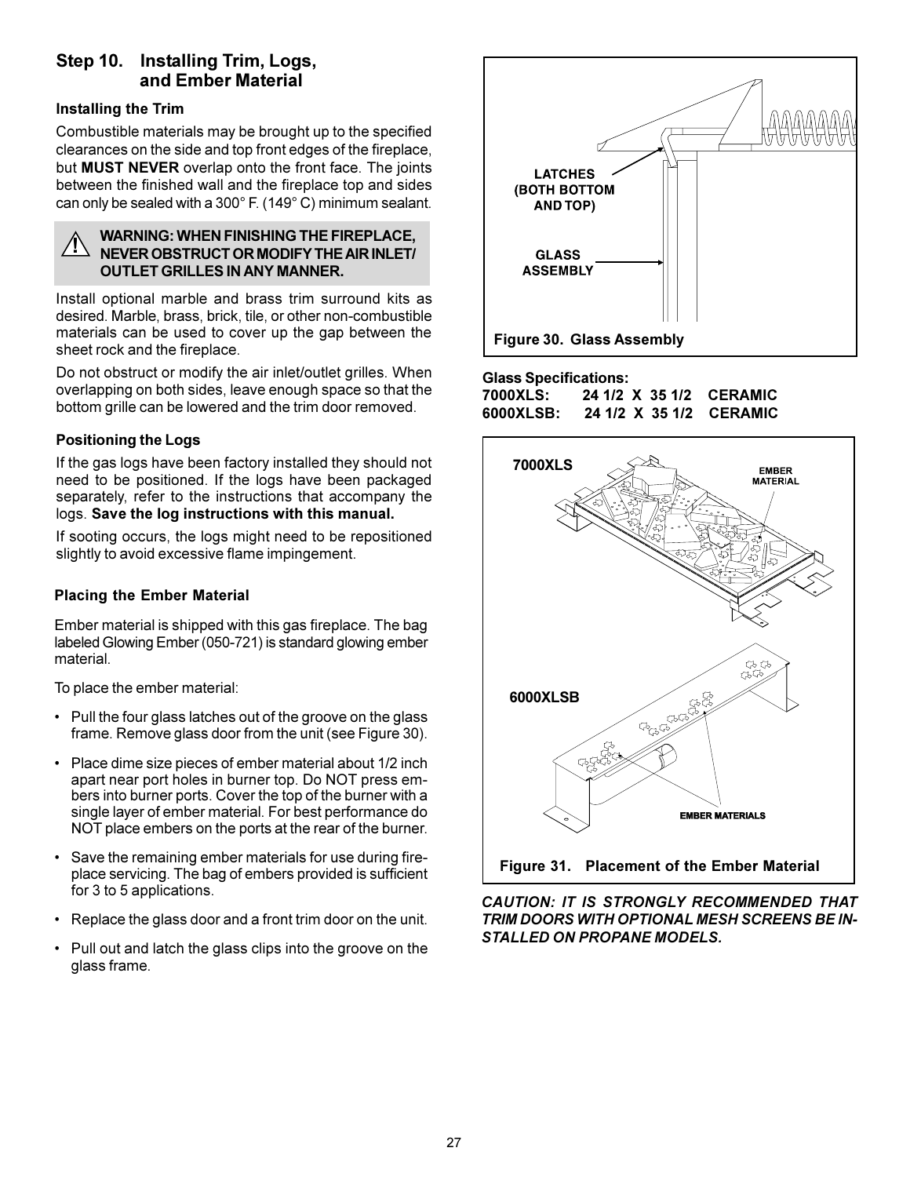## Step 10. Installing Trim, Logs, and Ember Material

### Installing the Trim

Combustible materials may be brought up to the specified clearances on the side and top front edges of the fireplace, but **MUST NEVER** overlap onto the front face. The joints between the finished wall and the fireplace top and sides can only be sealed with a 300° F. (149° C) minimum sealant.

> ⚠ **WARNING: WHEN FINISHING THE FIREPLACE, NEVER OBSTRUCT OR MODIFY THE AIR INLET/ OUTLET GRILLES IN ANY MANNER.**

Install optional marble and brass trim surround kits as desired. Marble, brass, brick, tile, or other non-combustible materials can be used to cover up the gap between the sheet rock and the fireplace.

Do not obstruct or modify the air inlet/outlet grilles. When overlapping on both sides, leave enough space so that the bottom grille can be lowered and the trim door removed.

### Positioning the Logs

If the gas logs have been factory installed they should not need to be positioned. If the logs have been packaged separately, refer to the instructions that accompany the logs. **Save the log instructions with this manual.**

If sooting occurs, the logs might need to be repositioned slightly to avoid excessive flame impingement.

### Placing the Ember Material

Ember material is shipped with this gas fireplace. The bag labeled Glowing Ember (050-721) is standard glowing ember material.

To place the ember material:

- Pull the four glass latches out of the groove on the glass frame. Remove glass door from the unit (see Figure 30).
- Place dime size pieces of ember material about 1/2 inch apart near port holes in burner top. Do NOT press embers into burner ports. Cover the top of the burner with a single layer of ember material. For best performance do NOT place embers on the ports at the rear of the burner.
- Save the remaining ember materials for use during fireplace servicing. The bag of embers provided is sufficient for 3 to 5 applications.
- Replace the glass door and a front trim door on the unit.
- Pull out and latch the glass clips into the groove on the glass frame.

LATCHES (BOTH BOTTOM AND TOP)

GLASS ASSEMBLY

Figure 30. Glass Assembly

**Glass Specifications:**

| | | |
|---|---|---|
| **7000XLS:** | **24 1/2 X 35 1/2** | **CERAMIC** |
| **6000XLSB:** | **24 1/2 X 35 1/2** | **CERAMIC** |

7000XLS — EMBER MATERIAL

6000XLSB — EMBER MATERIALS

Figure 31. Placement of the Ember Material

***CAUTION: IT IS STRONGLY RECOMMENDED THAT TRIM DOORS WITH OPTIONAL MESH SCREENS BE INSTALLED ON PROPANE MODELS.***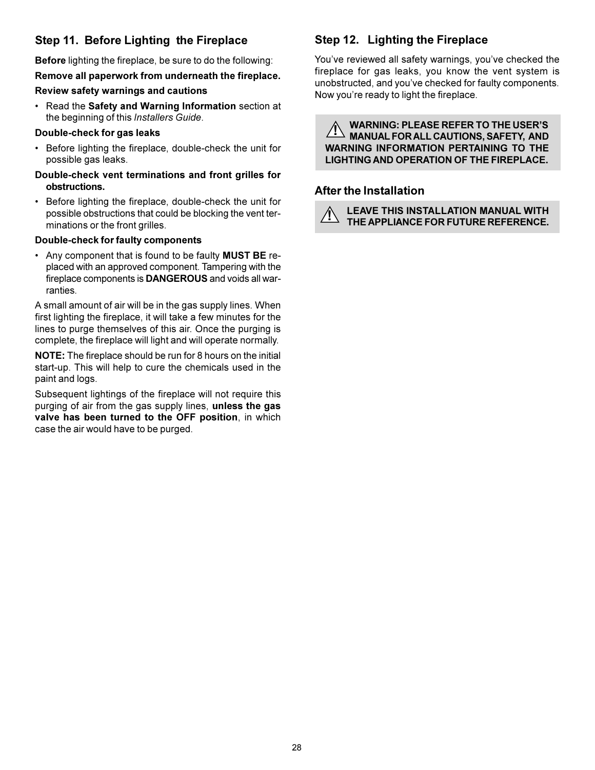## Step 11. Before Lighting the Fireplace

**Before** lighting the fireplace, be sure to do the following:

**Remove all paperwork from underneath the fireplace.**

**Review safety warnings and cautions**

- Read the **Safety and Warning Information** section at the beginning of this *Installers Guide*.

**Double-check for gas leaks**

- Before lighting the fireplace, double-check the unit for possible gas leaks.

**Double-check vent terminations and front grilles for obstructions.**

- Before lighting the fireplace, double-check the unit for possible obstructions that could be blocking the vent terminations or the front grilles.

**Double-check for faulty components**

- Any component that is found to be faulty **MUST BE** replaced with an approved component. Tampering with the fireplace components is **DANGEROUS** and voids all warranties.

A small amount of air will be in the gas supply lines. When first lighting the fireplace, it will take a few minutes for the lines to purge themselves of this air. Once the purging is complete, the fireplace will light and will operate normally.

**NOTE:** The fireplace should be run for 8 hours on the initial start-up. This will help to cure the chemicals used in the paint and logs.

Subsequent lightings of the fireplace will not require this purging of air from the gas supply lines, **unless the gas valve has been turned to the OFF position**, in which case the air would have to be purged.

## Step 12. Lighting the Fireplace

You've reviewed all safety warnings, you've checked the fireplace for gas leaks, you know the vent system is unobstructed, and you've checked for faulty components. Now you're ready to light the fireplace.

> ⚠ **WARNING: PLEASE REFER TO THE USER'S MANUAL FOR ALL CAUTIONS, SAFETY, AND WARNING INFORMATION PERTAINING TO THE LIGHTING AND OPERATION OF THE FIREPLACE.**

## After the Installation

> ⚠ **LEAVE THIS INSTALLATION MANUAL WITH THE APPLIANCE FOR FUTURE REFERENCE.**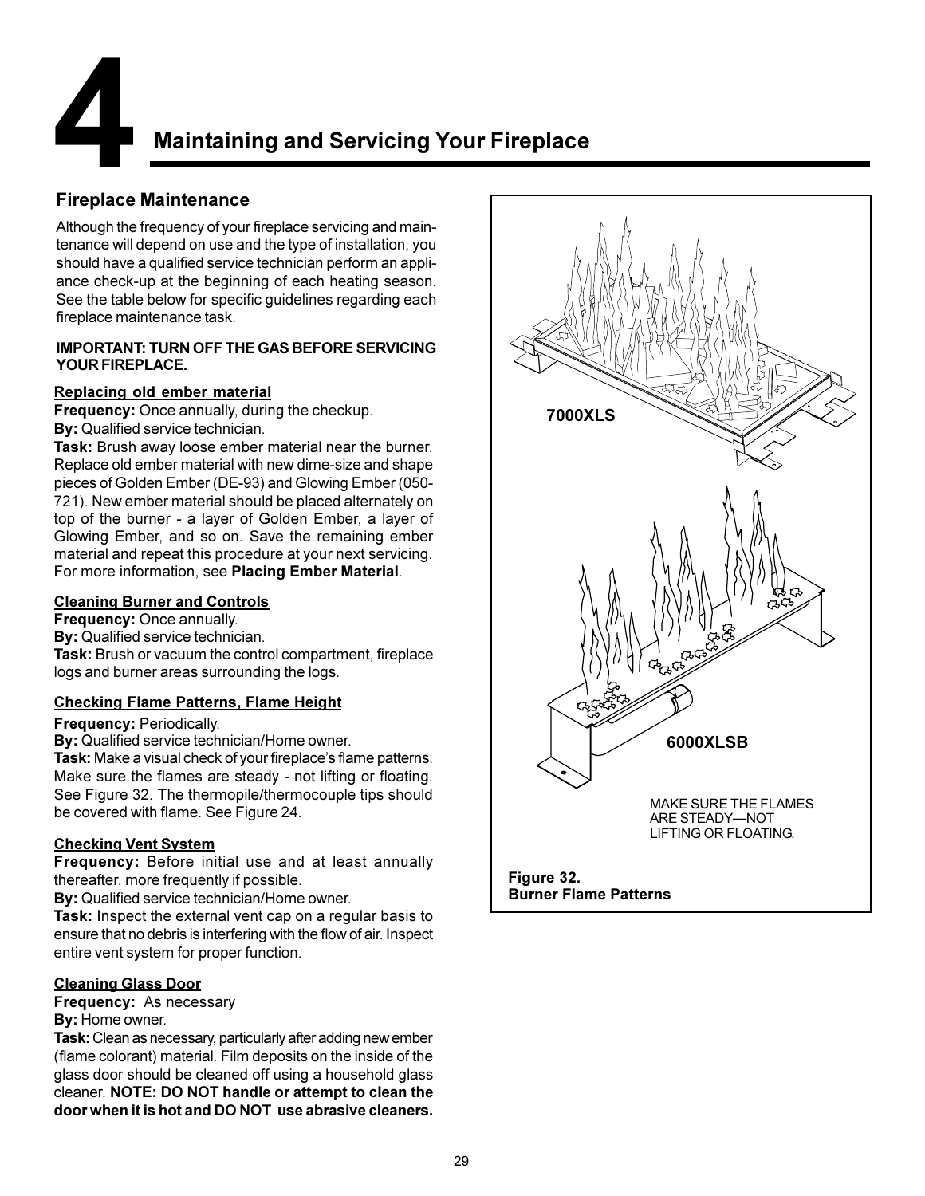# 4 Maintaining and Servicing Your Fireplace

## Fireplace Maintenance

Although the frequency of your fireplace servicing and maintenance will depend on use and the type of installation, you should have a qualified service technician perform an appliance check-up at the beginning of each heating season. See the table below for specific guidelines regarding each fireplace maintenance task.

**IMPORTANT: TURN OFF THE GAS BEFORE SERVICING YOUR FIREPLACE.**

**Replacing old ember material**

**Frequency:** Once annually, during the checkup.
**By:** Qualified service technician.
**Task:** Brush away loose ember material near the burner. Replace old ember material with new dime-size and shape pieces of Golden Ember (DE-93) and Glowing Ember (050-721). New ember material should be placed alternately on top of the burner - a layer of Golden Ember, a layer of Glowing Ember, and so on. Save the remaining ember material and repeat this procedure at your next servicing. For more information, see **Placing Ember Material**.

**Cleaning Burner and Controls**

**Frequency:** Once annually.
**By:** Qualified service technician.
**Task:** Brush or vacuum the control compartment, fireplace logs and burner areas surrounding the logs.

**Checking Flame Patterns, Flame Height**

**Frequency:** Periodically.
**By:** Qualified service technician/Home owner.
**Task:** Make a visual check of your fireplace's flame patterns. Make sure the flames are steady - not lifting or floating. See Figure 32. The thermopile/thermocouple tips should be covered with flame. See Figure 24.

**Checking Vent System**

**Frequency:** Before initial use and at least annually thereafter, more frequently if possible.
**By:** Qualified service technician/Home owner.
**Task:** Inspect the external vent cap on a regular basis to ensure that no debris is interfering with the flow of air. Inspect entire vent system for proper function.

**Cleaning Glass Door**

**Frequency:** As necessary
**By:** Home owner.
**Task:** Clean as necessary, particularly after adding new ember (flame colorant) material. Film deposits on the inside of the glass door should be cleaned off using a household glass cleaner. **NOTE: DO NOT handle or attempt to clean the door when it is hot and DO NOT use abrasive cleaners.**

7000XLS

6000XLSB

MAKE SURE THE FLAMES ARE STEADY—NOT LIFTING OR FLOATING.

**Figure 32.**
**Burner Flame Patterns**